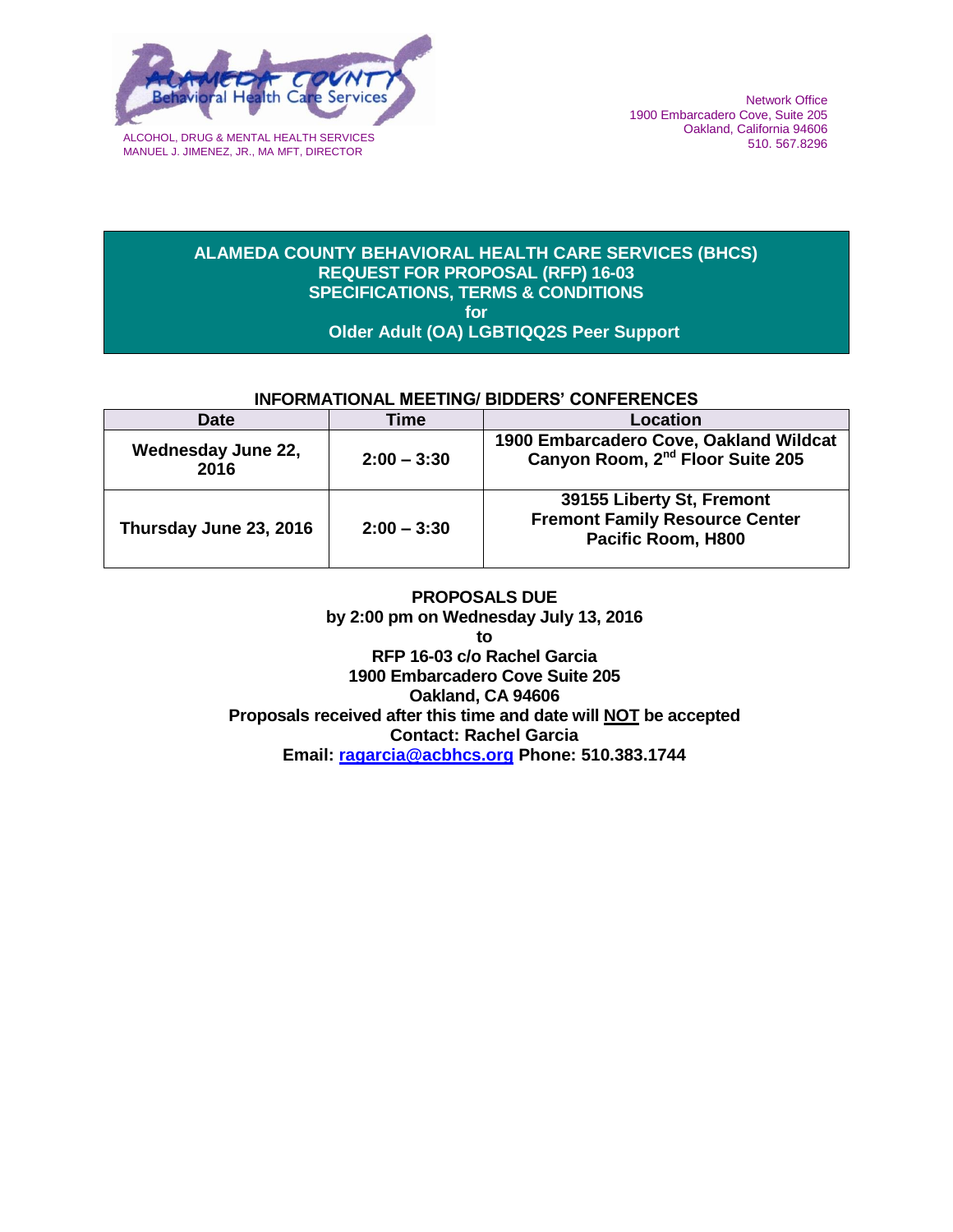ALAMEDA COUNTY Behavioral Health Care Services

ALCOHOL, DRUG & MENTAL HEALTH SERVICES
MANUEL J. JIMENEZ, JR., MA MFT, DIRECTOR

Network Office
1900 Embarcadero Cove, Suite 205
Oakland, California 94606
510. 567.8296

# ALAMEDA COUNTY BEHAVIORAL HEALTH CARE SERVICES (BHCS) REQUEST FOR PROPOSAL (RFP) 16-03 SPECIFICATIONS, TERMS & CONDITIONS for Older Adult (OA) LGBTIQQ2S Peer Support

**INFORMATIONAL MEETING/ BIDDERS' CONFERENCES**

| Date | Time | Location |
| --- | --- | --- |
| Wednesday June 22, 2016 | 2:00 – 3:30 | 1900 Embarcadero Cove, Oakland Wildcat Canyon Room, 2nd Floor Suite 205 |
| Thursday June 23, 2016 | 2:00 – 3:30 | 39155 Liberty St, Fremont Fremont Family Resource Center Pacific Room, H800 |

**PROPOSALS DUE**
**by 2:00 pm on Wednesday July 13, 2016**
**to**
**RFP 16-03 c/o Rachel Garcia**
**1900 Embarcadero Cove Suite 205**
**Oakland, CA 94606**
**Proposals received after this time and date will NOT be accepted**
**Contact: Rachel Garcia**
**Email: ragarcia@acbhcs.org Phone: 510.383.1744**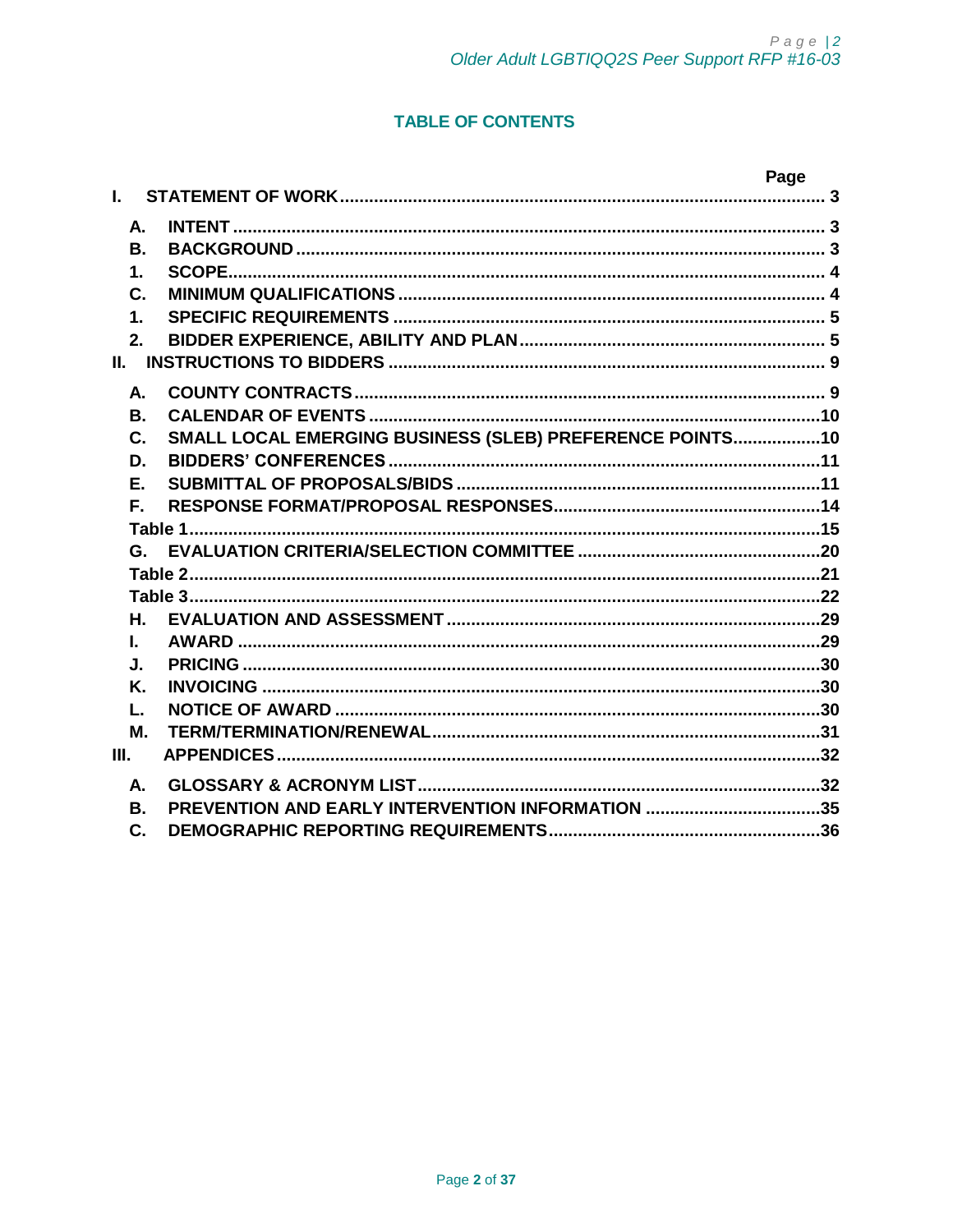## TABLE OF CONTENTS

| | | Page |
|---|---|---|
| **I.** | **STATEMENT OF WORK** | **3** |
| **A.** | **INTENT** | **3** |
| **B.** | **BACKGROUND** | **3** |
| **1.** | **SCOPE** | **4** |
| **C.** | **MINIMUM QUALIFICATIONS** | **4** |
| **1.** | **SPECIFIC REQUIREMENTS** | **5** |
| **2.** | **BIDDER EXPERIENCE, ABILITY AND PLAN** | **5** |
| **II.** | **INSTRUCTIONS TO BIDDERS** | **9** |
| **A.** | **COUNTY CONTRACTS** | **9** |
| **B.** | **CALENDAR OF EVENTS** | **10** |
| **C.** | **SMALL LOCAL EMERGING BUSINESS (SLEB) PREFERENCE POINTS** | **10** |
| **D.** | **BIDDERS' CONFERENCES** | **11** |
| **E.** | **SUBMITTAL OF PROPOSALS/BIDS** | **11** |
| **F.** | **RESPONSE FORMAT/PROPOSAL RESPONSES** | **14** |
| **Table 1** | | **15** |
| **G.** | **EVALUATION CRITERIA/SELECTION COMMITTEE** | **20** |
| **Table 2** | | **21** |
| **Table 3** | | **22** |
| **H.** | **EVALUATION AND ASSESSMENT** | **29** |
| **I.** | **AWARD** | **29** |
| **J.** | **PRICING** | **30** |
| **K.** | **INVOICING** | **30** |
| **L.** | **NOTICE OF AWARD** | **30** |
| **M.** | **TERM/TERMINATION/RENEWAL** | **31** |
| **III.** | **APPENDICES** | **32** |
| **A.** | **GLOSSARY & ACRONYM LIST** | **32** |
| **B.** | **PREVENTION AND EARLY INTERVENTION INFORMATION** | **35** |
| **C.** | **DEMOGRAPHIC REPORTING REQUIREMENTS** | **36** |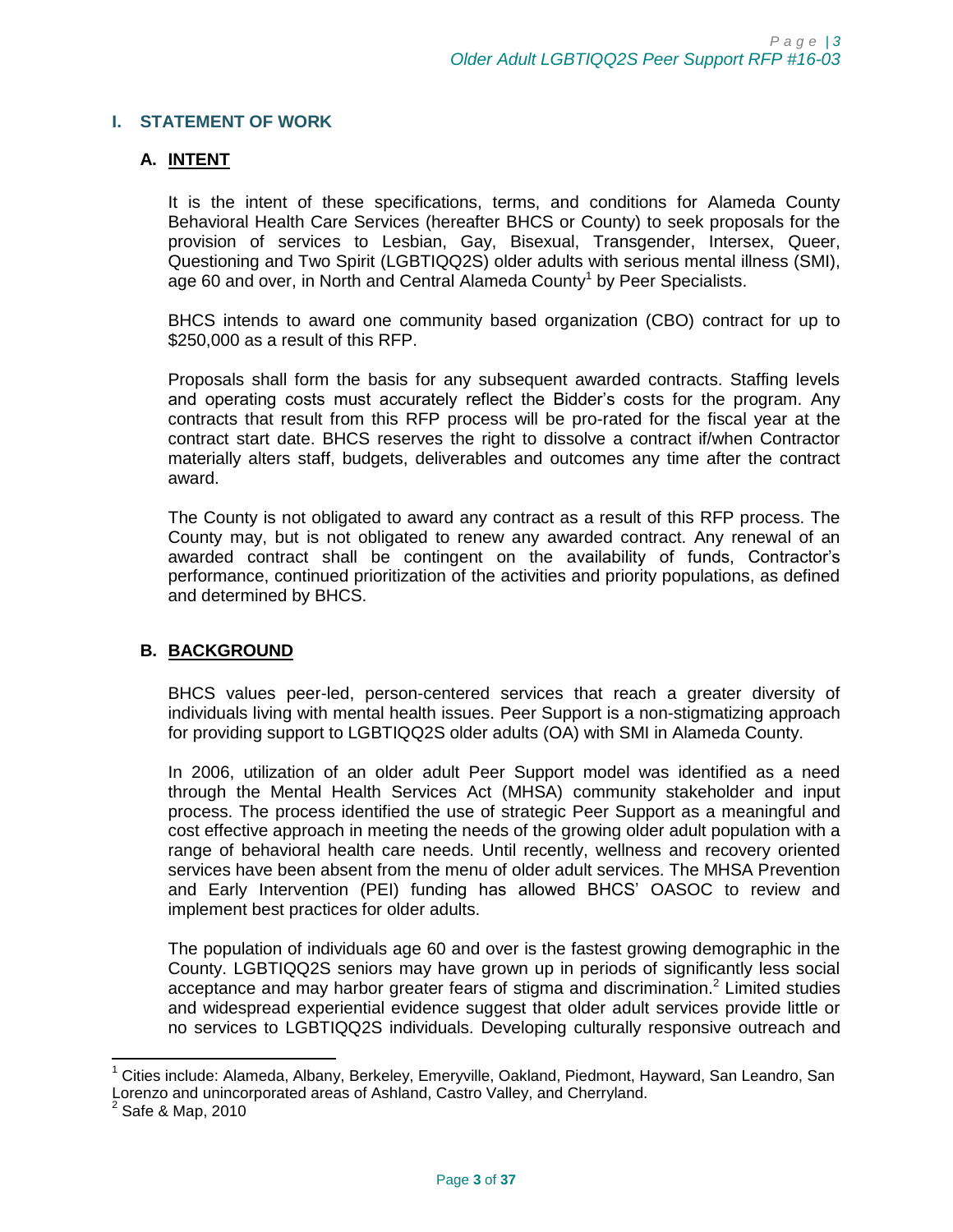## I. STATEMENT OF WORK

### A. INTENT

It is the intent of these specifications, terms, and conditions for Alameda County Behavioral Health Care Services (hereafter BHCS or County) to seek proposals for the provision of services to Lesbian, Gay, Bisexual, Transgender, Intersex, Queer, Questioning and Two Spirit (LGBTIQQ2S) older adults with serious mental illness (SMI), age 60 and over, in North and Central Alameda County[1] by Peer Specialists.

BHCS intends to award one community based organization (CBO) contract for up to $250,000 as a result of this RFP.

Proposals shall form the basis for any subsequent awarded contracts. Staffing levels and operating costs must accurately reflect the Bidder's costs for the program. Any contracts that result from this RFP process will be pro-rated for the fiscal year at the contract start date. BHCS reserves the right to dissolve a contract if/when Contractor materially alters staff, budgets, deliverables and outcomes any time after the contract award.

The County is not obligated to award any contract as a result of this RFP process. The County may, but is not obligated to renew any awarded contract. Any renewal of an awarded contract shall be contingent on the availability of funds, Contractor's performance, continued prioritization of the activities and priority populations, as defined and determined by BHCS.

### B. BACKGROUND

BHCS values peer-led, person-centered services that reach a greater diversity of individuals living with mental health issues. Peer Support is a non-stigmatizing approach for providing support to LGBTIQQ2S older adults (OA) with SMI in Alameda County.

In 2006, utilization of an older adult Peer Support model was identified as a need through the Mental Health Services Act (MHSA) community stakeholder and input process. The process identified the use of strategic Peer Support as a meaningful and cost effective approach in meeting the needs of the growing older adult population with a range of behavioral health care needs. Until recently, wellness and recovery oriented services have been absent from the menu of older adult services. The MHSA Prevention and Early Intervention (PEI) funding has allowed BHCS' OASOC to review and implement best practices for older adults.

The population of individuals age 60 and over is the fastest growing demographic in the County. LGBTIQQ2S seniors may have grown up in periods of significantly less social acceptance and may harbor greater fears of stigma and discrimination.[2] Limited studies and widespread experiential evidence suggest that older adult services provide little or no services to LGBTIQQ2S individuals. Developing culturally responsive outreach and

---

[1] Cities include: Alameda, Albany, Berkeley, Emeryville, Oakland, Piedmont, Hayward, San Leandro, San Lorenzo and unincorporated areas of Ashland, Castro Valley, and Cherryland.

[2] Safe & Map, 2010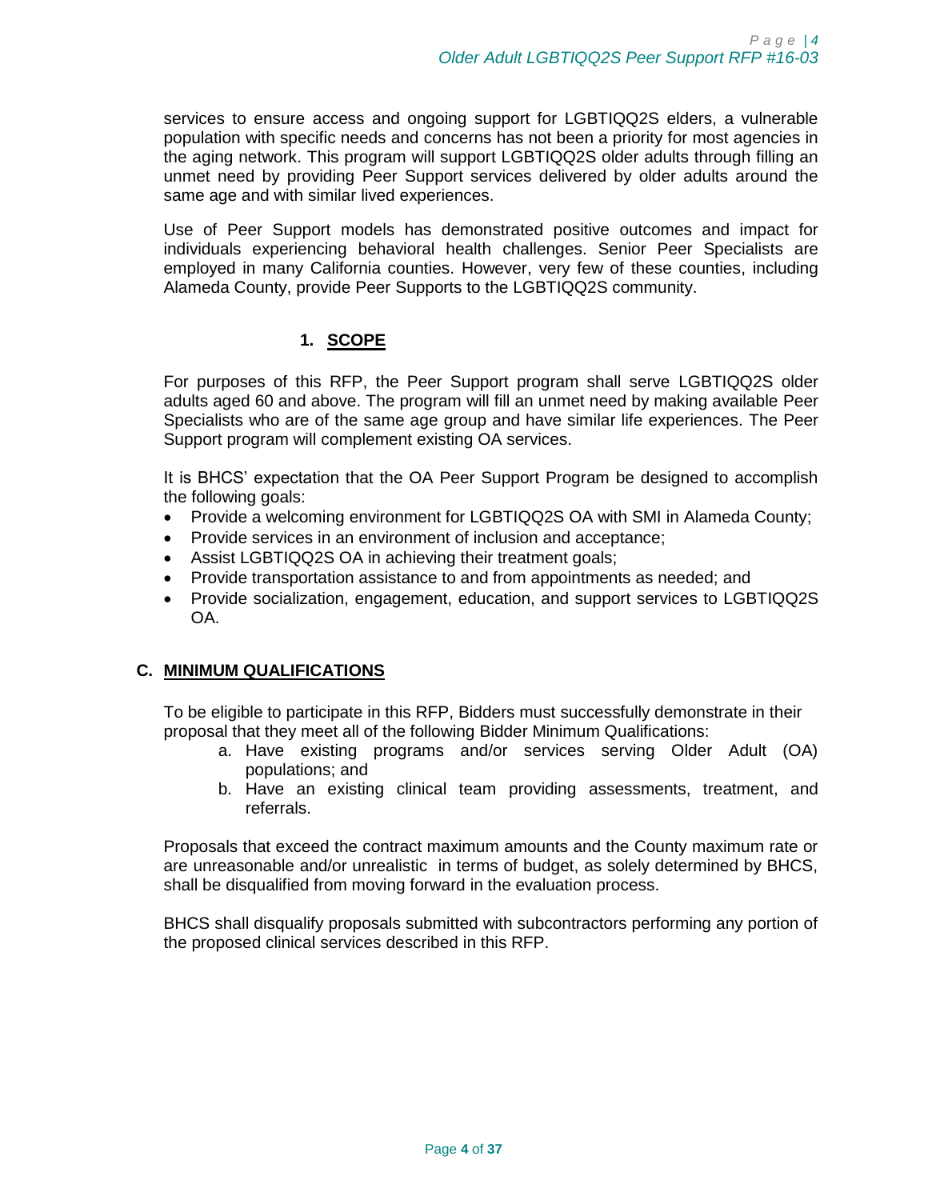services to ensure access and ongoing support for LGBTIQQ2S elders, a vulnerable population with specific needs and concerns has not been a priority for most agencies in the aging network. This program will support LGBTIQQ2S older adults through filling an unmet need by providing Peer Support services delivered by older adults around the same age and with similar lived experiences.

Use of Peer Support models has demonstrated positive outcomes and impact for individuals experiencing behavioral health challenges. Senior Peer Specialists are employed in many California counties. However, very few of these counties, including Alameda County, provide Peer Supports to the LGBTIQQ2S community.

### 1. SCOPE

For purposes of this RFP, the Peer Support program shall serve LGBTIQQ2S older adults aged 60 and above. The program will fill an unmet need by making available Peer Specialists who are of the same age group and have similar life experiences. The Peer Support program will complement existing OA services.

It is BHCS' expectation that the OA Peer Support Program be designed to accomplish the following goals:

- Provide a welcoming environment for LGBTIQQ2S OA with SMI in Alameda County;
- Provide services in an environment of inclusion and acceptance;
- Assist LGBTIQQ2S OA in achieving their treatment goals;
- Provide transportation assistance to and from appointments as needed; and
- Provide socialization, engagement, education, and support services to LGBTIQQ2S OA.

## C. MINIMUM QUALIFICATIONS

To be eligible to participate in this RFP, Bidders must successfully demonstrate in their proposal that they meet all of the following Bidder Minimum Qualifications:

a. Have existing programs and/or services serving Older Adult (OA) populations; and
b. Have an existing clinical team providing assessments, treatment, and referrals.

Proposals that exceed the contract maximum amounts and the County maximum rate or are unreasonable and/or unrealistic in terms of budget, as solely determined by BHCS, shall be disqualified from moving forward in the evaluation process.

BHCS shall disqualify proposals submitted with subcontractors performing any portion of the proposed clinical services described in this RFP.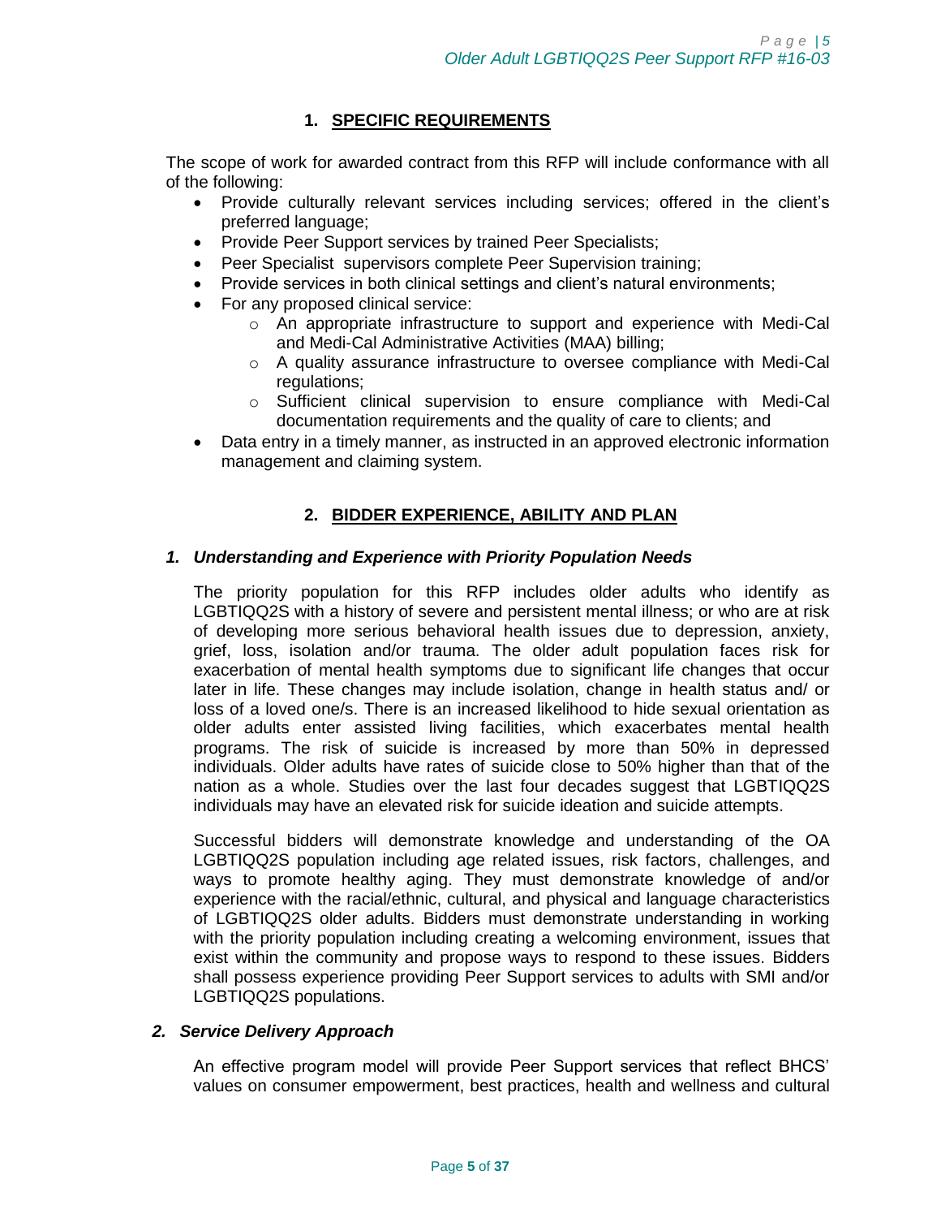## 1. SPECIFIC REQUIREMENTS

The scope of work for awarded contract from this RFP will include conformance with all of the following:

- Provide culturally relevant services including services; offered in the client's preferred language;
- Provide Peer Support services by trained Peer Specialists;
- Peer Specialist supervisors complete Peer Supervision training;
- Provide services in both clinical settings and client's natural environments;
- For any proposed clinical service:
  - An appropriate infrastructure to support and experience with Medi-Cal and Medi-Cal Administrative Activities (MAA) billing;
  - A quality assurance infrastructure to oversee compliance with Medi-Cal regulations;
  - Sufficient clinical supervision to ensure compliance with Medi-Cal documentation requirements and the quality of care to clients; and
- Data entry in a timely manner, as instructed in an approved electronic information management and claiming system.

## 2. BIDDER EXPERIENCE, ABILITY AND PLAN

### *1. Understanding and Experience with Priority Population Needs*

The priority population for this RFP includes older adults who identify as LGBTIQQ2S with a history of severe and persistent mental illness; or who are at risk of developing more serious behavioral health issues due to depression, anxiety, grief, loss, isolation and/or trauma. The older adult population faces risk for exacerbation of mental health symptoms due to significant life changes that occur later in life. These changes may include isolation, change in health status and/ or loss of a loved one/s. There is an increased likelihood to hide sexual orientation as older adults enter assisted living facilities, which exacerbates mental health programs. The risk of suicide is increased by more than 50% in depressed individuals. Older adults have rates of suicide close to 50% higher than that of the nation as a whole. Studies over the last four decades suggest that LGBTIQQ2S individuals may have an elevated risk for suicide ideation and suicide attempts.

Successful bidders will demonstrate knowledge and understanding of the OA LGBTIQQ2S population including age related issues, risk factors, challenges, and ways to promote healthy aging. They must demonstrate knowledge of and/or experience with the racial/ethnic, cultural, and physical and language characteristics of LGBTIQQ2S older adults. Bidders must demonstrate understanding in working with the priority population including creating a welcoming environment, issues that exist within the community and propose ways to respond to these issues. Bidders shall possess experience providing Peer Support services to adults with SMI and/or LGBTIQQ2S populations.

### *2. Service Delivery Approach*

An effective program model will provide Peer Support services that reflect BHCS' values on consumer empowerment, best practices, health and wellness and cultural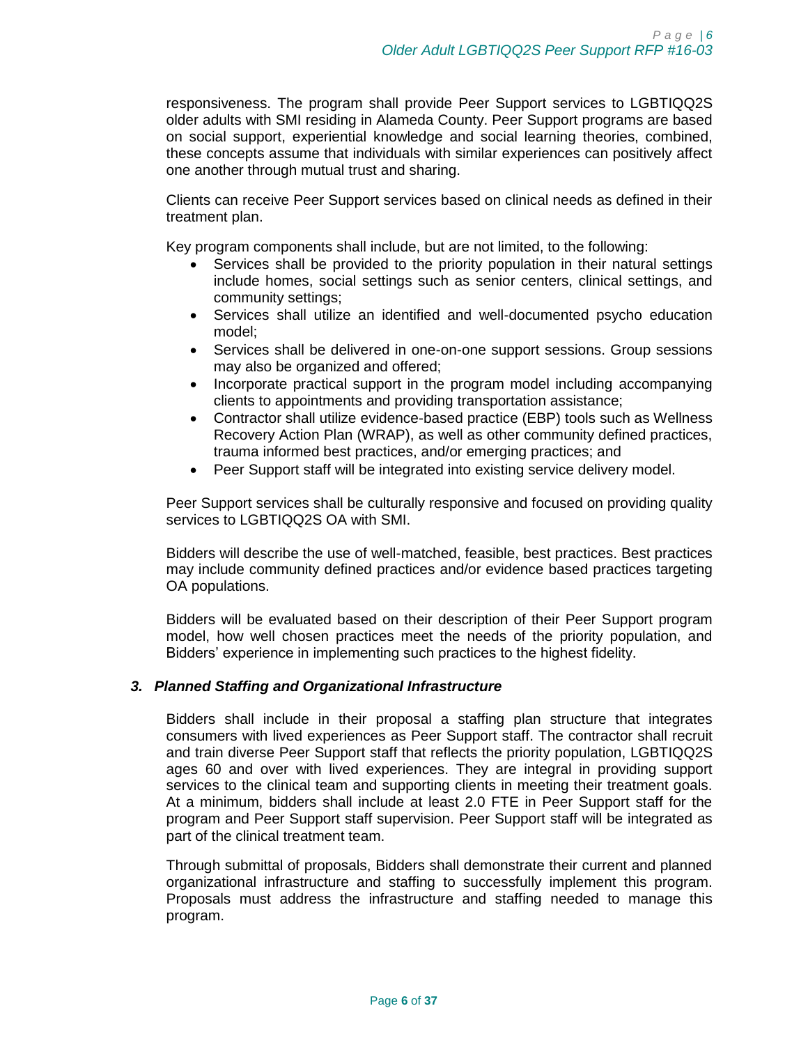responsiveness. The program shall provide Peer Support services to LGBTIQQ2S older adults with SMI residing in Alameda County. Peer Support programs are based on social support, experiential knowledge and social learning theories, combined, these concepts assume that individuals with similar experiences can positively affect one another through mutual trust and sharing.

Clients can receive Peer Support services based on clinical needs as defined in their treatment plan.

Key program components shall include, but are not limited, to the following:

- Services shall be provided to the priority population in their natural settings include homes, social settings such as senior centers, clinical settings, and community settings;
- Services shall utilize an identified and well-documented psycho education model;
- Services shall be delivered in one-on-one support sessions. Group sessions may also be organized and offered;
- Incorporate practical support in the program model including accompanying clients to appointments and providing transportation assistance;
- Contractor shall utilize evidence-based practice (EBP) tools such as Wellness Recovery Action Plan (WRAP), as well as other community defined practices, trauma informed best practices, and/or emerging practices; and
- Peer Support staff will be integrated into existing service delivery model.

Peer Support services shall be culturally responsive and focused on providing quality services to LGBTIQQ2S OA with SMI.

Bidders will describe the use of well-matched, feasible, best practices. Best practices may include community defined practices and/or evidence based practices targeting OA populations.

Bidders will be evaluated based on their description of their Peer Support program model, how well chosen practices meet the needs of the priority population, and Bidders' experience in implementing such practices to the highest fidelity.

### *3. Planned Staffing and Organizational Infrastructure*

Bidders shall include in their proposal a staffing plan structure that integrates consumers with lived experiences as Peer Support staff. The contractor shall recruit and train diverse Peer Support staff that reflects the priority population, LGBTIQQ2S ages 60 and over with lived experiences. They are integral in providing support services to the clinical team and supporting clients in meeting their treatment goals. At a minimum, bidders shall include at least 2.0 FTE in Peer Support staff for the program and Peer Support staff supervision. Peer Support staff will be integrated as part of the clinical treatment team.

Through submittal of proposals, Bidders shall demonstrate their current and planned organizational infrastructure and staffing to successfully implement this program. Proposals must address the infrastructure and staffing needed to manage this program.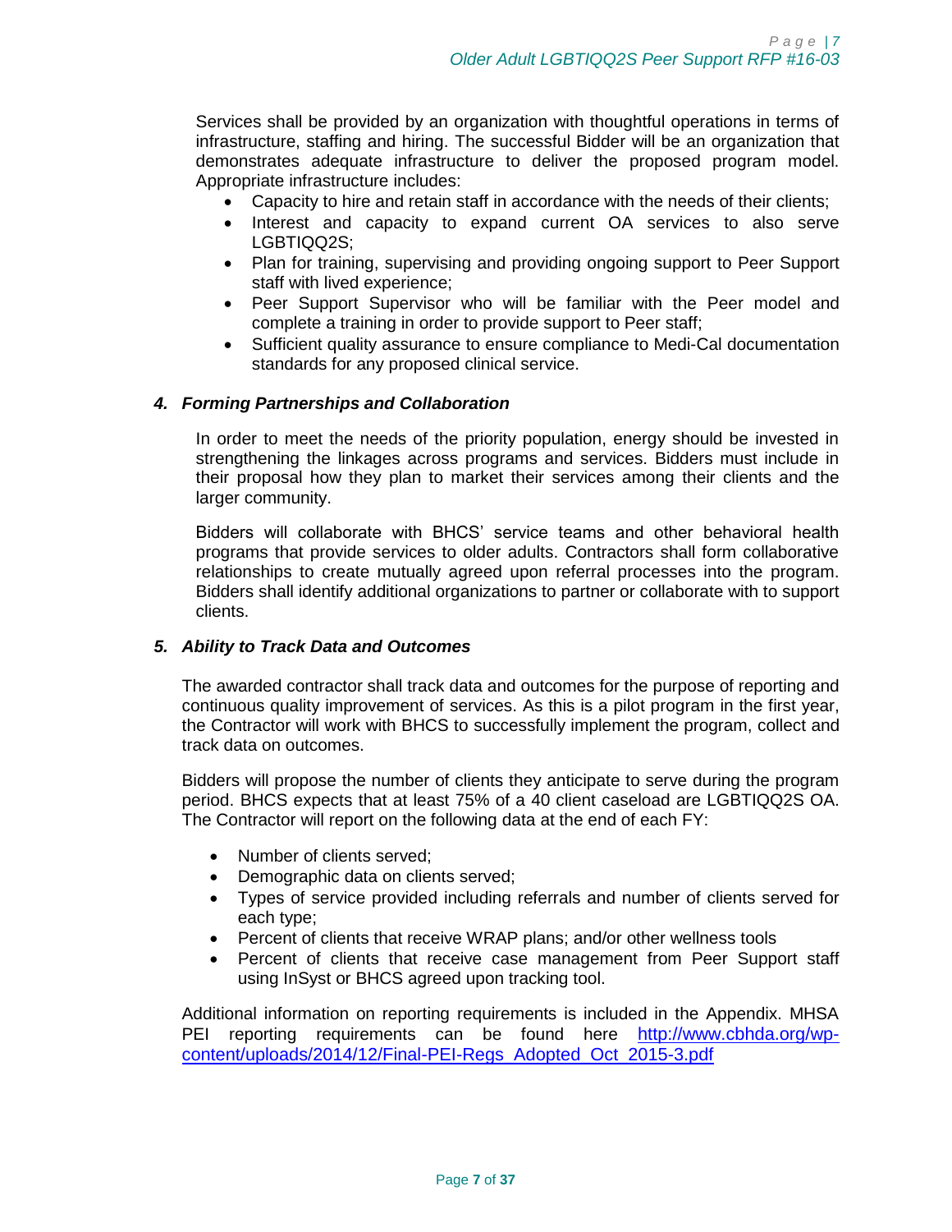Services shall be provided by an organization with thoughtful operations in terms of infrastructure, staffing and hiring. The successful Bidder will be an organization that demonstrates adequate infrastructure to deliver the proposed program model. Appropriate infrastructure includes:

- Capacity to hire and retain staff in accordance with the needs of their clients;
- Interest and capacity to expand current OA services to also serve LGBTIQQ2S;
- Plan for training, supervising and providing ongoing support to Peer Support staff with lived experience;
- Peer Support Supervisor who will be familiar with the Peer model and complete a training in order to provide support to Peer staff;
- Sufficient quality assurance to ensure compliance to Medi-Cal documentation standards for any proposed clinical service.

### *4. Forming Partnerships and Collaboration*

In order to meet the needs of the priority population, energy should be invested in strengthening the linkages across programs and services. Bidders must include in their proposal how they plan to market their services among their clients and the larger community.

Bidders will collaborate with BHCS' service teams and other behavioral health programs that provide services to older adults. Contractors shall form collaborative relationships to create mutually agreed upon referral processes into the program. Bidders shall identify additional organizations to partner or collaborate with to support clients.

### *5. Ability to Track Data and Outcomes*

The awarded contractor shall track data and outcomes for the purpose of reporting and continuous quality improvement of services. As this is a pilot program in the first year, the Contractor will work with BHCS to successfully implement the program, collect and track data on outcomes.

Bidders will propose the number of clients they anticipate to serve during the program period. BHCS expects that at least 75% of a 40 client caseload are LGBTIQQ2S OA. The Contractor will report on the following data at the end of each FY:

- Number of clients served;
- Demographic data on clients served;
- Types of service provided including referrals and number of clients served for each type;
- Percent of clients that receive WRAP plans; and/or other wellness tools
- Percent of clients that receive case management from Peer Support staff using InSyst or BHCS agreed upon tracking tool.

Additional information on reporting requirements is included in the Appendix. MHSA PEI reporting requirements can be found here [http://www.cbhda.org/wp-content/uploads/2014/12/Final-PEI-Regs_Adopted_Oct_2015-3.pdf](http://www.cbhda.org/wp-content/uploads/2014/12/Final-PEI-Regs_Adopted_Oct_2015-3.pdf)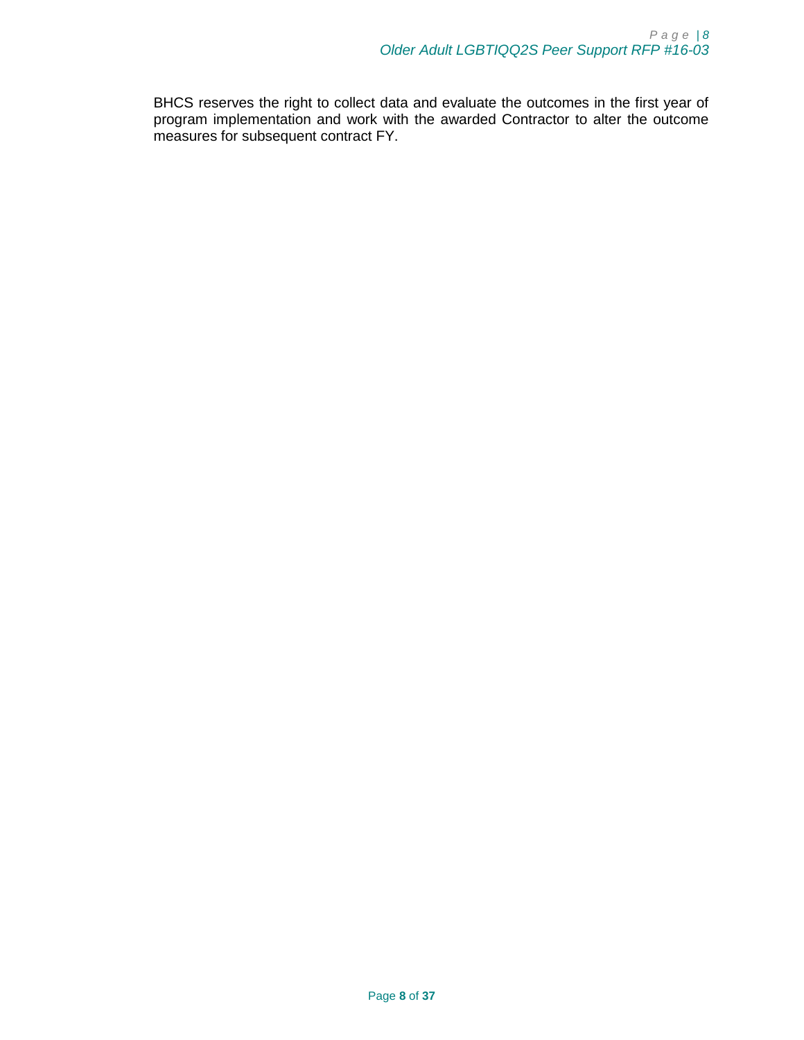BHCS reserves the right to collect data and evaluate the outcomes in the first year of program implementation and work with the awarded Contractor to alter the outcome measures for subsequent contract FY.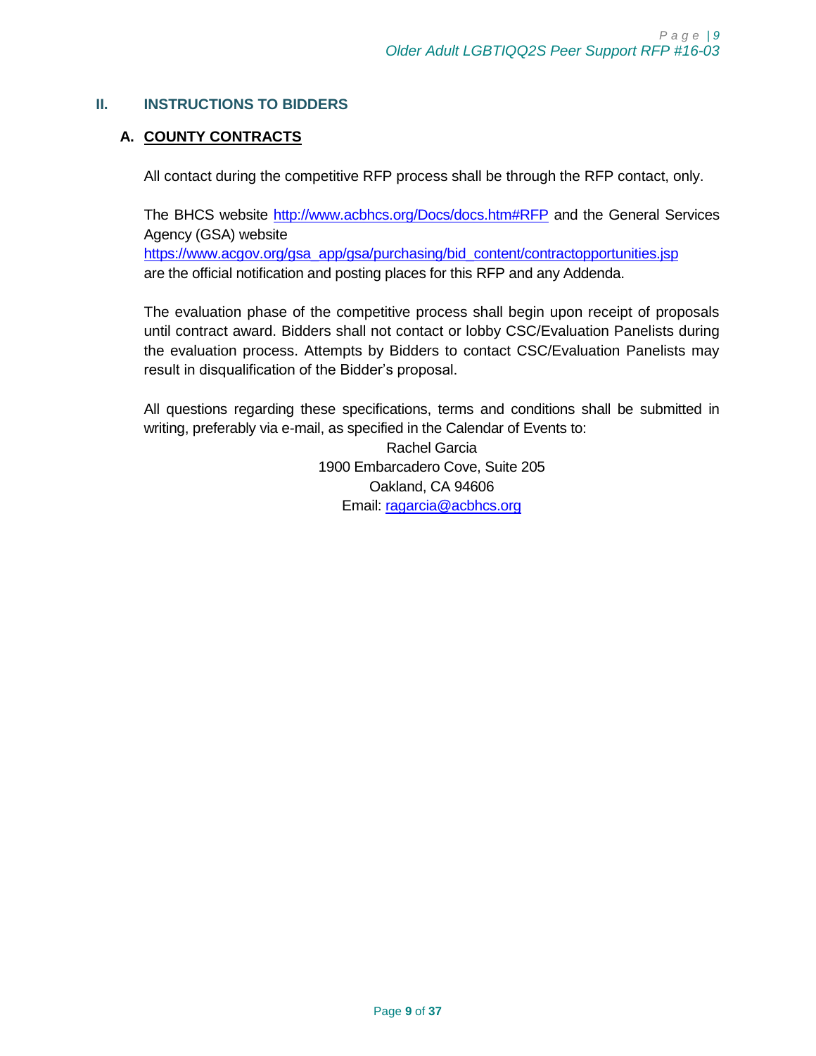## II. INSTRUCTIONS TO BIDDERS

### A. COUNTY CONTRACTS

All contact during the competitive RFP process shall be through the RFP contact, only.

The BHCS website http://www.acbhcs.org/Docs/docs.htm#RFP and the General Services Agency (GSA) website https://www.acgov.org/gsa_app/gsa/purchasing/bid_content/contractopportunities.jsp are the official notification and posting places for this RFP and any Addenda.

The evaluation phase of the competitive process shall begin upon receipt of proposals until contract award. Bidders shall not contact or lobby CSC/Evaluation Panelists during the evaluation process. Attempts by Bidders to contact CSC/Evaluation Panelists may result in disqualification of the Bidder's proposal.

All questions regarding these specifications, terms and conditions shall be submitted in writing, preferably via e-mail, as specified in the Calendar of Events to:

Rachel Garcia
1900 Embarcadero Cove, Suite 205
Oakland, CA 94606
Email: ragarcia@acbhcs.org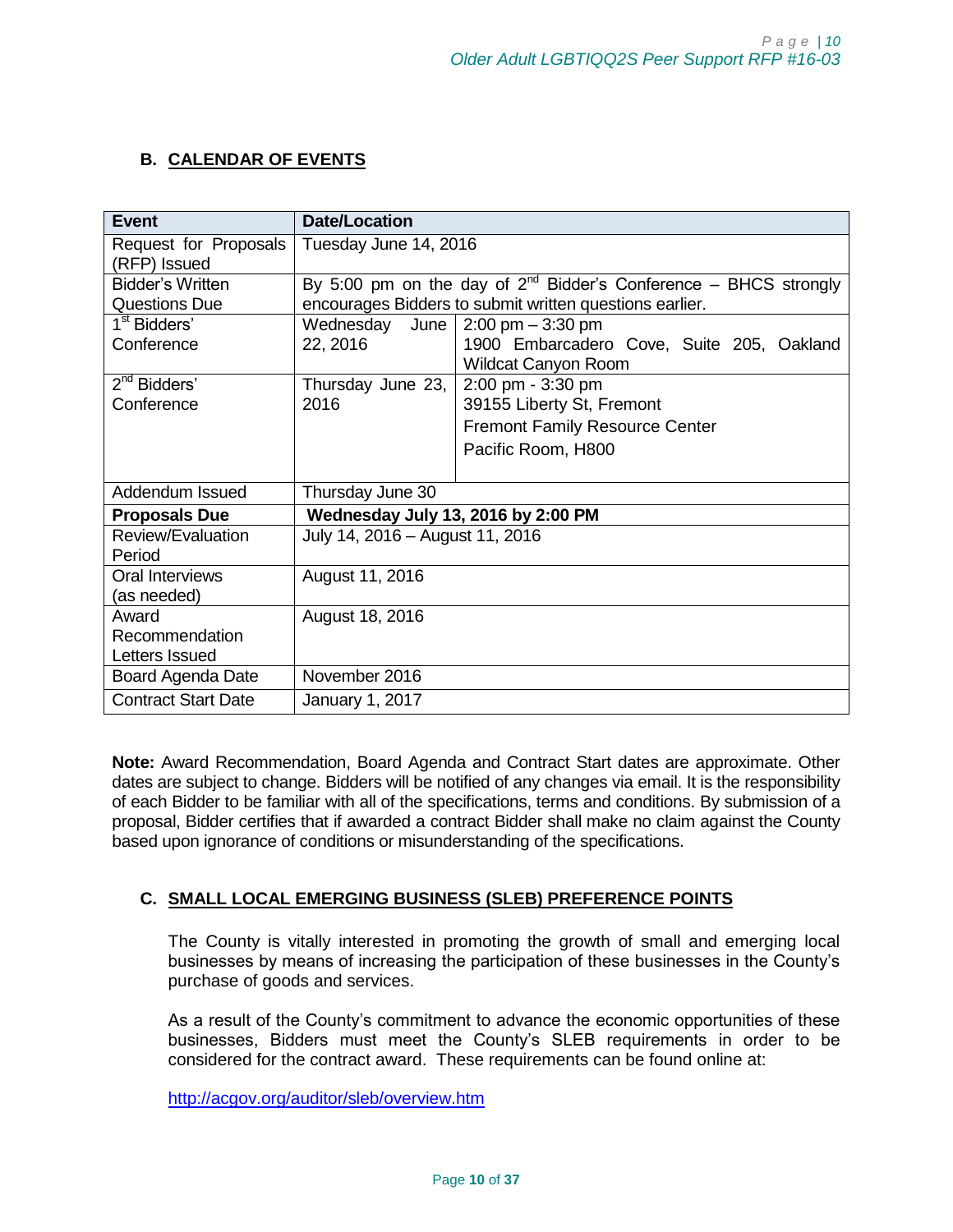## B. CALENDAR OF EVENTS

| Event | Date/Location | |
|---|---|---|
| Request for Proposals (RFP) Issued | Tuesday June 14, 2016 | |
| Bidder's Written Questions Due | By 5:00 pm on the day of 2nd Bidder's Conference – BHCS strongly encourages Bidders to submit written questions earlier. | |
| 1st Bidders' Conference | Wednesday June 22, 2016 | 2:00 pm – 3:30 pm<br>1900 Embarcadero Cove, Suite 205, Oakland<br>Wildcat Canyon Room |
| 2nd Bidders' Conference | Thursday June 23, 2016 | 2:00 pm - 3:30 pm<br>39155 Liberty St, Fremont<br>Fremont Family Resource Center<br>Pacific Room, H800 |
| Addendum Issued | Thursday June 30 | |
| **Proposals Due** | **Wednesday July 13, 2016 by 2:00 PM** | |
| Review/Evaluation Period | July 14, 2016 – August 11, 2016 | |
| Oral Interviews (as needed) | August 11, 2016 | |
| Award Recommendation Letters Issued | August 18, 2016 | |
| Board Agenda Date | November 2016 | |
| Contract Start Date | January 1, 2017 | |

**Note:** Award Recommendation, Board Agenda and Contract Start dates are approximate. Other dates are subject to change. Bidders will be notified of any changes via email. It is the responsibility of each Bidder to be familiar with all of the specifications, terms and conditions. By submission of a proposal, Bidder certifies that if awarded a contract Bidder shall make no claim against the County based upon ignorance of conditions or misunderstanding of the specifications.

## C. SMALL LOCAL EMERGING BUSINESS (SLEB) PREFERENCE POINTS

The County is vitally interested in promoting the growth of small and emerging local businesses by means of increasing the participation of these businesses in the County's purchase of goods and services.

As a result of the County's commitment to advance the economic opportunities of these businesses, Bidders must meet the County's SLEB requirements in order to be considered for the contract award. These requirements can be found online at:

http://acgov.org/auditor/sleb/overview.htm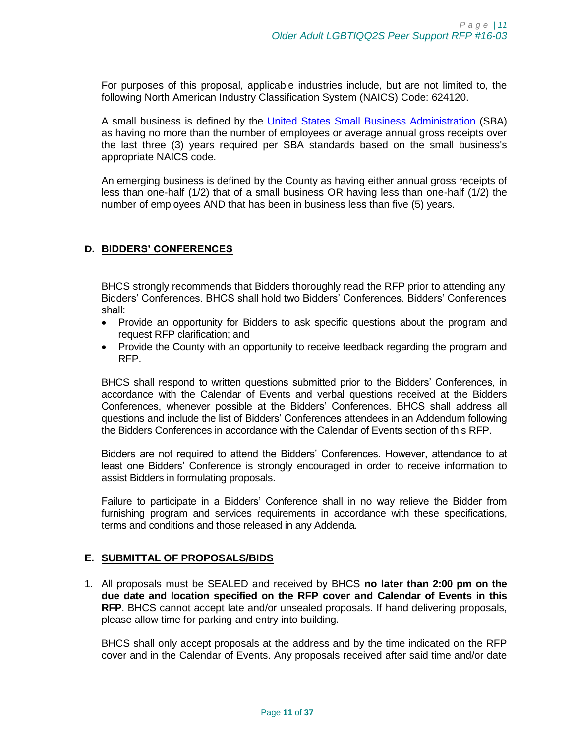For purposes of this proposal, applicable industries include, but are not limited to, the following North American Industry Classification System (NAICS) Code: 624120.

A small business is defined by the [United States Small Business Administration](#) (SBA) as having no more than the number of employees or average annual gross receipts over the last three (3) years required per SBA standards based on the small business's appropriate NAICS code.

An emerging business is defined by the County as having either annual gross receipts of less than one-half (1/2) that of a small business OR having less than one-half (1/2) the number of employees AND that has been in business less than five (5) years.

## D. BIDDERS' CONFERENCES

BHCS strongly recommends that Bidders thoroughly read the RFP prior to attending any Bidders' Conferences. BHCS shall hold two Bidders' Conferences. Bidders' Conferences shall:

- Provide an opportunity for Bidders to ask specific questions about the program and request RFP clarification; and
- Provide the County with an opportunity to receive feedback regarding the program and RFP.

BHCS shall respond to written questions submitted prior to the Bidders' Conferences, in accordance with the Calendar of Events and verbal questions received at the Bidders Conferences, whenever possible at the Bidders' Conferences. BHCS shall address all questions and include the list of Bidders' Conferences attendees in an Addendum following the Bidders Conferences in accordance with the Calendar of Events section of this RFP.

Bidders are not required to attend the Bidders' Conferences. However, attendance to at least one Bidders' Conference is strongly encouraged in order to receive information to assist Bidders in formulating proposals.

Failure to participate in a Bidders' Conference shall in no way relieve the Bidder from furnishing program and services requirements in accordance with these specifications, terms and conditions and those released in any Addenda.

## E. SUBMITTAL OF PROPOSALS/BIDS

1. All proposals must be SEALED and received by BHCS **no later than 2:00 pm on the due date and location specified on the RFP cover and Calendar of Events in this RFP**. BHCS cannot accept late and/or unsealed proposals. If hand delivering proposals, please allow time for parking and entry into building.

   BHCS shall only accept proposals at the address and by the time indicated on the RFP cover and in the Calendar of Events. Any proposals received after said time and/or date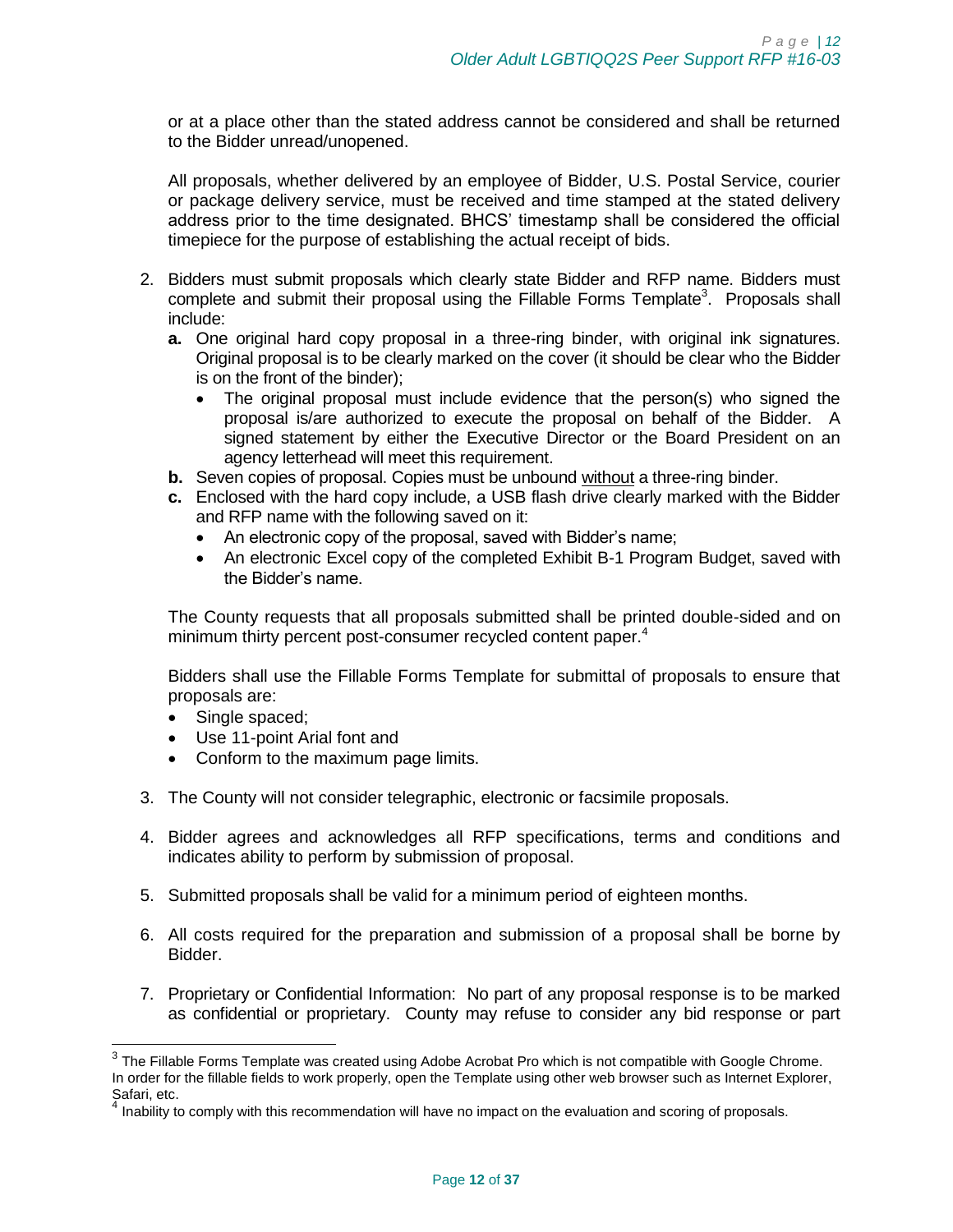or at a place other than the stated address cannot be considered and shall be returned to the Bidder unread/unopened.

All proposals, whether delivered by an employee of Bidder, U.S. Postal Service, courier or package delivery service, must be received and time stamped at the stated delivery address prior to the time designated. BHCS' timestamp shall be considered the official timepiece for the purpose of establishing the actual receipt of bids.

2. Bidders must submit proposals which clearly state Bidder and RFP name. Bidders must complete and submit their proposal using the Fillable Forms Template[3]. Proposals shall include:
   **a.** One original hard copy proposal in a three-ring binder, with original ink signatures. Original proposal is to be clearly marked on the cover (it should be clear who the Bidder is on the front of the binder);
      - The original proposal must include evidence that the person(s) who signed the proposal is/are authorized to execute the proposal on behalf of the Bidder. A signed statement by either the Executive Director or the Board President on an agency letterhead will meet this requirement.

   **b.** Seven copies of proposal. Copies must be unbound <u>without</u> a three-ring binder.

   **c.** Enclosed with the hard copy include, a USB flash drive clearly marked with the Bidder and RFP name with the following saved on it:
      - An electronic copy of the proposal, saved with Bidder's name;
      - An electronic Excel copy of the completed Exhibit B-1 Program Budget, saved with the Bidder's name.

   The County requests that all proposals submitted shall be printed double-sided and on minimum thirty percent post-consumer recycled content paper.[4]

   Bidders shall use the Fillable Forms Template for submittal of proposals to ensure that proposals are:
   - Single spaced;
   - Use 11-point Arial font and
   - Conform to the maximum page limits.

3. The County will not consider telegraphic, electronic or facsimile proposals.

4. Bidder agrees and acknowledges all RFP specifications, terms and conditions and indicates ability to perform by submission of proposal.

5. Submitted proposals shall be valid for a minimum period of eighteen months.

6. All costs required for the preparation and submission of a proposal shall be borne by Bidder.

7. Proprietary or Confidential Information: No part of any proposal response is to be marked as confidential or proprietary. County may refuse to consider any bid response or part

---

[3] The Fillable Forms Template was created using Adobe Acrobat Pro which is not compatible with Google Chrome. In order for the fillable fields to work properly, open the Template using other web browser such as Internet Explorer, Safari, etc.

[4] Inability to comply with this recommendation will have no impact on the evaluation and scoring of proposals.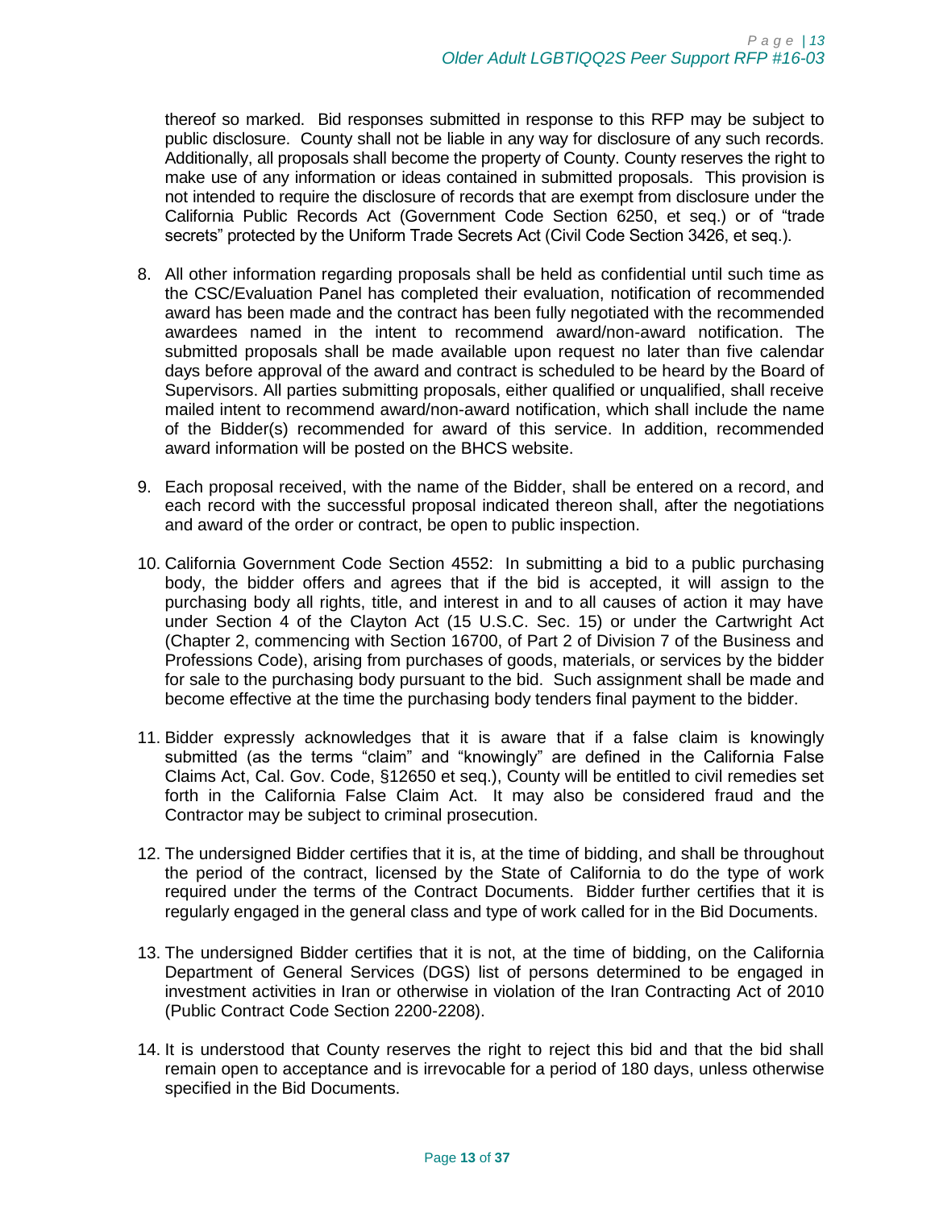thereof so marked. Bid responses submitted in response to this RFP may be subject to public disclosure. County shall not be liable in any way for disclosure of any such records. Additionally, all proposals shall become the property of County. County reserves the right to make use of any information or ideas contained in submitted proposals. This provision is not intended to require the disclosure of records that are exempt from disclosure under the California Public Records Act (Government Code Section 6250, et seq.) or of "trade secrets" protected by the Uniform Trade Secrets Act (Civil Code Section 3426, et seq.).

8. All other information regarding proposals shall be held as confidential until such time as the CSC/Evaluation Panel has completed their evaluation, notification of recommended award has been made and the contract has been fully negotiated with the recommended awardees named in the intent to recommend award/non-award notification. The submitted proposals shall be made available upon request no later than five calendar days before approval of the award and contract is scheduled to be heard by the Board of Supervisors. All parties submitting proposals, either qualified or unqualified, shall receive mailed intent to recommend award/non-award notification, which shall include the name of the Bidder(s) recommended for award of this service. In addition, recommended award information will be posted on the BHCS website.

9. Each proposal received, with the name of the Bidder, shall be entered on a record, and each record with the successful proposal indicated thereon shall, after the negotiations and award of the order or contract, be open to public inspection.

10. California Government Code Section 4552: In submitting a bid to a public purchasing body, the bidder offers and agrees that if the bid is accepted, it will assign to the purchasing body all rights, title, and interest in and to all causes of action it may have under Section 4 of the Clayton Act (15 U.S.C. Sec. 15) or under the Cartwright Act (Chapter 2, commencing with Section 16700, of Part 2 of Division 7 of the Business and Professions Code), arising from purchases of goods, materials, or services by the bidder for sale to the purchasing body pursuant to the bid. Such assignment shall be made and become effective at the time the purchasing body tenders final payment to the bidder.

11. Bidder expressly acknowledges that it is aware that if a false claim is knowingly submitted (as the terms "claim" and "knowingly" are defined in the California False Claims Act, Cal. Gov. Code, §12650 et seq.), County will be entitled to civil remedies set forth in the California False Claim Act. It may also be considered fraud and the Contractor may be subject to criminal prosecution.

12. The undersigned Bidder certifies that it is, at the time of bidding, and shall be throughout the period of the contract, licensed by the State of California to do the type of work required under the terms of the Contract Documents. Bidder further certifies that it is regularly engaged in the general class and type of work called for in the Bid Documents.

13. The undersigned Bidder certifies that it is not, at the time of bidding, on the California Department of General Services (DGS) list of persons determined to be engaged in investment activities in Iran or otherwise in violation of the Iran Contracting Act of 2010 (Public Contract Code Section 2200-2208).

14. It is understood that County reserves the right to reject this bid and that the bid shall remain open to acceptance and is irrevocable for a period of 180 days, unless otherwise specified in the Bid Documents.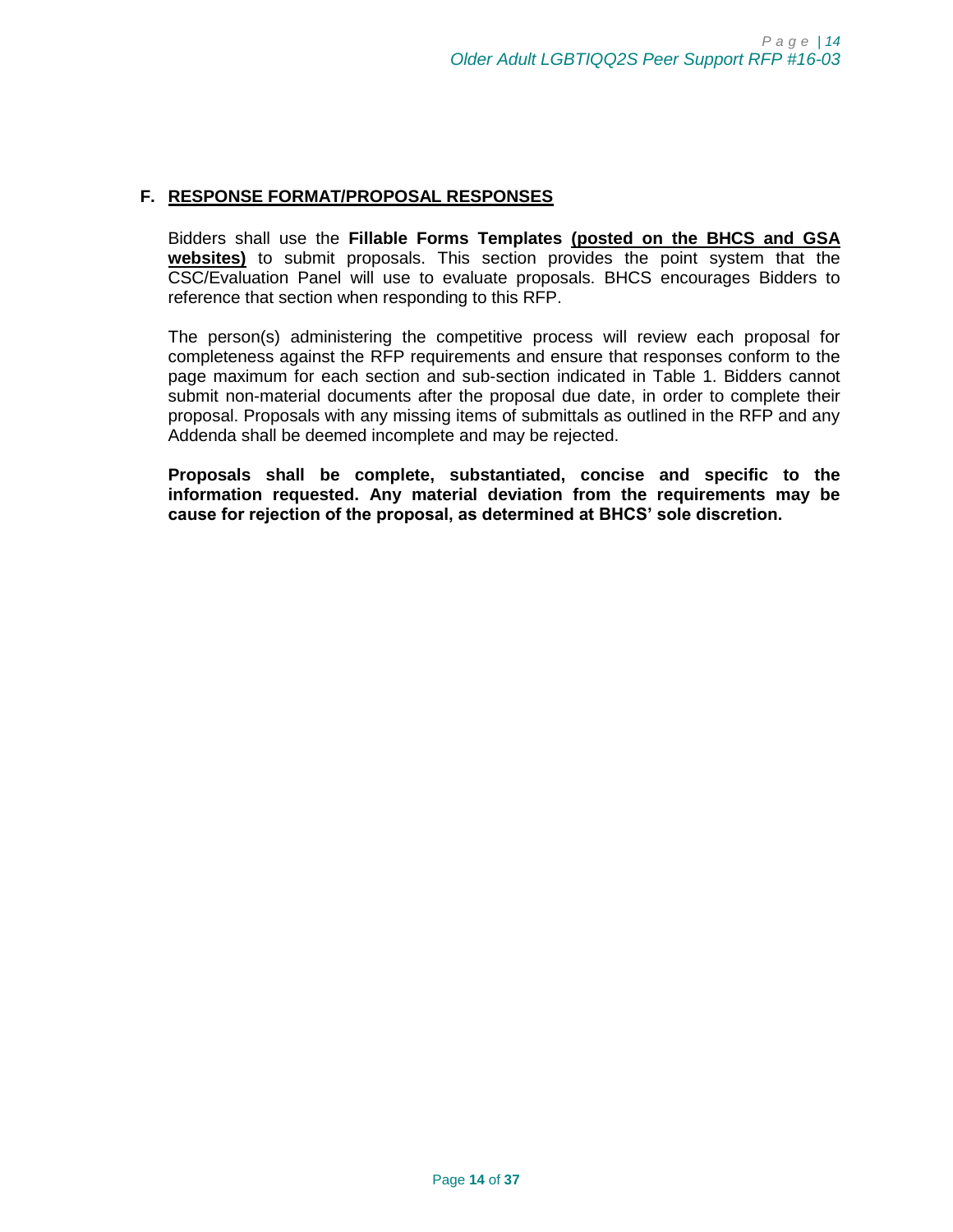## F. RESPONSE FORMAT/PROPOSAL RESPONSES

Bidders shall use the **Fillable Forms Templates** **(posted on the BHCS and GSA websites)** to submit proposals. This section provides the point system that the CSC/Evaluation Panel will use to evaluate proposals. BHCS encourages Bidders to reference that section when responding to this RFP.

The person(s) administering the competitive process will review each proposal for completeness against the RFP requirements and ensure that responses conform to the page maximum for each section and sub-section indicated in Table 1. Bidders cannot submit non-material documents after the proposal due date, in order to complete their proposal. Proposals with any missing items of submittals as outlined in the RFP and any Addenda shall be deemed incomplete and may be rejected.

**Proposals shall be complete, substantiated, concise and specific to the information requested. Any material deviation from the requirements may be cause for rejection of the proposal, as determined at BHCS' sole discretion.**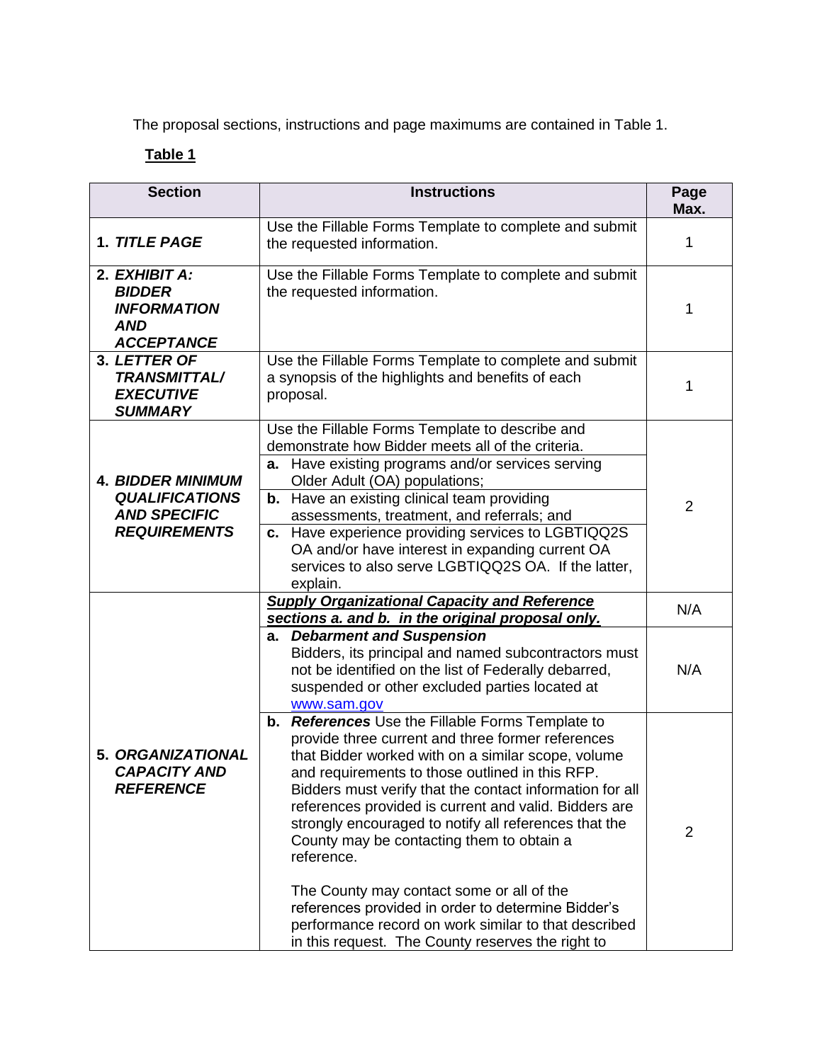The proposal sections, instructions and page maximums are contained in Table 1.

**Table 1**

| Section | Instructions | Page Max. |
|---|---|---|
| **1. *TITLE PAGE*** | Use the Fillable Forms Template to complete and submit the requested information. | 1 |
| **2. *EXHIBIT A: BIDDER INFORMATION AND ACCEPTANCE*** | Use the Fillable Forms Template to complete and submit the requested information. | 1 |
| **3. *LETTER OF TRANSMITTAL/ EXECUTIVE SUMMARY*** | Use the Fillable Forms Template to complete and submit a synopsis of the highlights and benefits of each proposal. | 1 |
| **4. *BIDDER MINIMUM QUALIFICATIONS AND SPECIFIC REQUIREMENTS*** | Use the Fillable Forms Template to describe and demonstrate how Bidder meets all of the criteria. | 2 |
| | **a.** Have existing programs and/or services serving Older Adult (OA) populations; | |
| | **b.** Have an existing clinical team providing assessments, treatment, and referrals; and | |
| | **c.** Have experience providing services to LGBTIQQ2S OA and/or have interest in expanding current OA services to also serve LGBTIQQ2S OA. If the latter, explain. | |
| **5. *ORGANIZATIONAL CAPACITY AND REFERENCE*** | ***Supply Organizational Capacity and Reference sections a. and b. in the original proposal only.*** | N/A |
| | **a. *Debarment and Suspension*** Bidders, its principal and named subcontractors must not be identified on the list of Federally debarred, suspended or other excluded parties located at www.sam.gov | N/A |
| | **b. *References*** Use the Fillable Forms Template to provide three current and three former references that Bidder worked with on a similar scope, volume and requirements to those outlined in this RFP. Bidders must verify that the contact information for all references provided is current and valid. Bidders are strongly encouraged to notify all references that the County may be contacting them to obtain a reference.<br><br>The County may contact some or all of the references provided in order to determine Bidder's performance record on work similar to that described in this request. The County reserves the right to | 2 |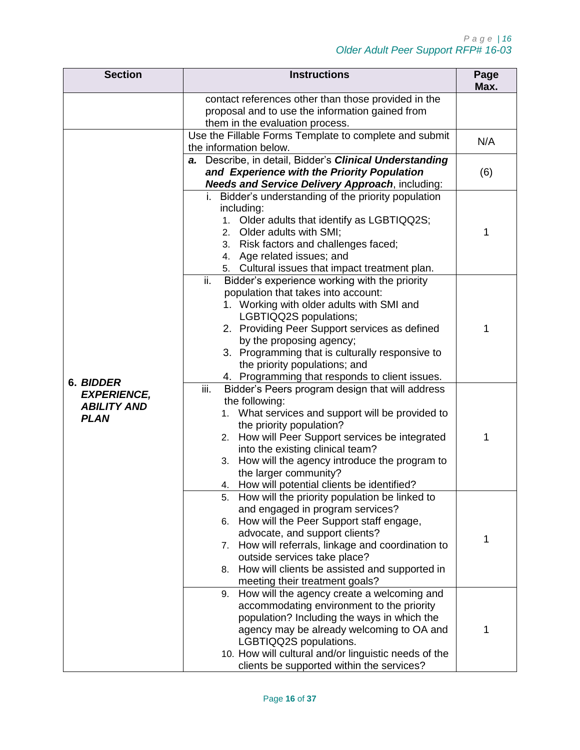| Section | Instructions | Page Max. |
|---|---|---|
| | contact references other than those provided in the proposal and to use the information gained from them in the evaluation process. | |
| **6. *BIDDER EXPERIENCE, ABILITY AND PLAN*** | Use the Fillable Forms Template to complete and submit the information below. | N/A |
| | ***a.*** Describe, in detail, Bidder's ***Clinical Understanding and Experience with the Priority Population Needs and Service Delivery Approach***, including: | (6) |
| | i. Bidder's understanding of the priority population including:<br>1. Older adults that identify as LGBTIQQ2S;<br>2. Older adults with SMI;<br>3. Risk factors and challenges faced;<br>4. Age related issues; and<br>5. Cultural issues that impact treatment plan. | 1 |
| | ii. Bidder's experience working with the priority population that takes into account:<br>1. Working with older adults with SMI and LGBTIQQ2S populations;<br>2. Providing Peer Support services as defined by the proposing agency;<br>3. Programming that is culturally responsive to the priority populations; and<br>4. Programming that responds to client issues. | 1 |
| | iii. Bidder's Peers program design that will address the following:<br>1. What services and support will be provided to the priority population?<br>2. How will Peer Support services be integrated into the existing clinical team?<br>3. How will the agency introduce the program to the larger community?<br>4. How will potential clients be identified? | 1 |
| | 5. How will the priority population be linked to and engaged in program services?<br>6. How will the Peer Support staff engage, advocate, and support clients?<br>7. How will referrals, linkage and coordination to outside services take place?<br>8. How will clients be assisted and supported in meeting their treatment goals? | 1 |
| | 9. How will the agency create a welcoming and accommodating environment to the priority population? Including the ways in which the agency may be already welcoming to OA and LGBTIQQ2S populations.<br>10. How will cultural and/or linguistic needs of the clients be supported within the services? | 1 |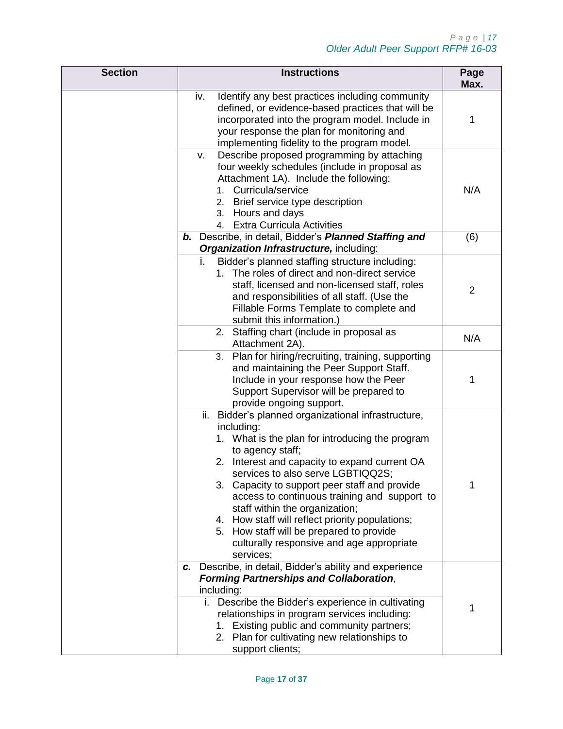| Section | Instructions | Page Max. |
|---|---|---|
| | iv. Identify any best practices including community defined, or evidence-based practices that will be incorporated into the program model. Include in your response the plan for monitoring and implementing fidelity to the program model. | 1 |
| | v. Describe proposed programming by attaching four weekly schedules (include in proposal as Attachment 1A). Include the following:<br>1. Curricula/service<br>2. Brief service type description<br>3. Hours and days<br>4. Extra Curricula Activities | N/A |
| | ***b.*** Describe, in detail, Bidder's ***Planned Staffing and Organization Infrastructure,*** including: | (6) |
| | i. Bidder's planned staffing structure including:<br>1. The roles of direct and non-direct service staff, licensed and non-licensed staff, roles and responsibilities of all staff. (Use the Fillable Forms Template to complete and submit this information.) | 2 |
| | 2. Staffing chart (include in proposal as Attachment 2A). | N/A |
| | 3. Plan for hiring/recruiting, training, supporting and maintaining the Peer Support Staff. Include in your response how the Peer Support Supervisor will be prepared to provide ongoing support. | 1 |
| | ii. Bidder's planned organizational infrastructure, including:<br>1. What is the plan for introducing the program to agency staff;<br>2. Interest and capacity to expand current OA services to also serve LGBTIQQ2S;<br>3. Capacity to support peer staff and provide access to continuous training and support to staff within the organization;<br>4. How staff will reflect priority populations;<br>5. How staff will be prepared to provide culturally responsive and age appropriate services; | 1 |
| | ***c.*** Describe, in detail, Bidder's ability and experience ***Forming Partnerships and Collaboration***, including:<br>i. Describe the Bidder's experience in cultivating relationships in program services including:<br>1. Existing public and community partners;<br>2. Plan for cultivating new relationships to support clients; | 1 |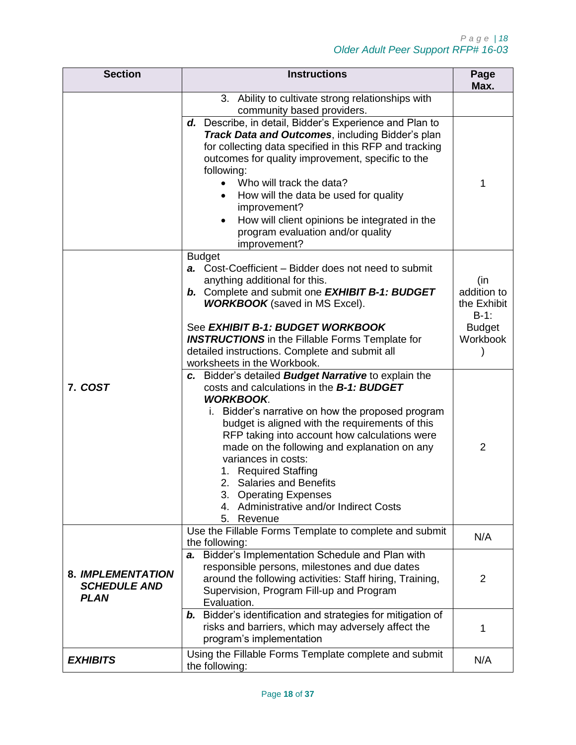| Section | Instructions | Page Max. |
|---|---|---|
| | 3. Ability to cultivate strong relationships with community based providers. | |
| | ***d.*** Describe, in detail, Bidder's Experience and Plan to ***Track Data and Outcomes***, including Bidder's plan for collecting data specified in this RFP and tracking outcomes for quality improvement, specific to the following:<br>• Who will track the data?<br>• How will the data be used for quality improvement?<br>• How will client opinions be integrated in the program evaluation and/or quality improvement? | 1 |
| ***7. COST*** | Budget<br>***a.*** Cost-Coefficient – Bidder does not need to submit anything additional for this.<br>***b.*** Complete and submit one ***EXHIBIT B-1: BUDGET WORKBOOK*** (saved in MS Excel).<br><br>See ***EXHIBIT B-1: BUDGET WORKBOOK INSTRUCTIONS*** in the Fillable Forms Template for detailed instructions. Complete and submit all worksheets in the Workbook. | (in addition to the Exhibit B-1: Budget Workbook ) |
| | ***c.*** Bidder's detailed ***Budget Narrative*** to explain the costs and calculations in the ***B-1: BUDGET WORKBOOK***.<br>i. Bidder's narrative on how the proposed program budget is aligned with the requirements of this RFP taking into account how calculations were made on the following and explanation on any variances in costs:<br>1. Required Staffing<br>2. Salaries and Benefits<br>3. Operating Expenses<br>4. Administrative and/or Indirect Costs<br>5. Revenue | 2 |
| ***8. IMPLEMENTATION SCHEDULE AND PLAN*** | Use the Fillable Forms Template to complete and submit the following: | N/A |
| | ***a.*** Bidder's Implementation Schedule and Plan with responsible persons, milestones and due dates around the following activities: Staff hiring, Training, Supervision, Program Fill-up and Program Evaluation. | 2 |
| | ***b.*** Bidder's identification and strategies for mitigation of risks and barriers, which may adversely affect the program's implementation | 1 |
| ***EXHIBITS*** | Using the Fillable Forms Template complete and submit the following: | N/A |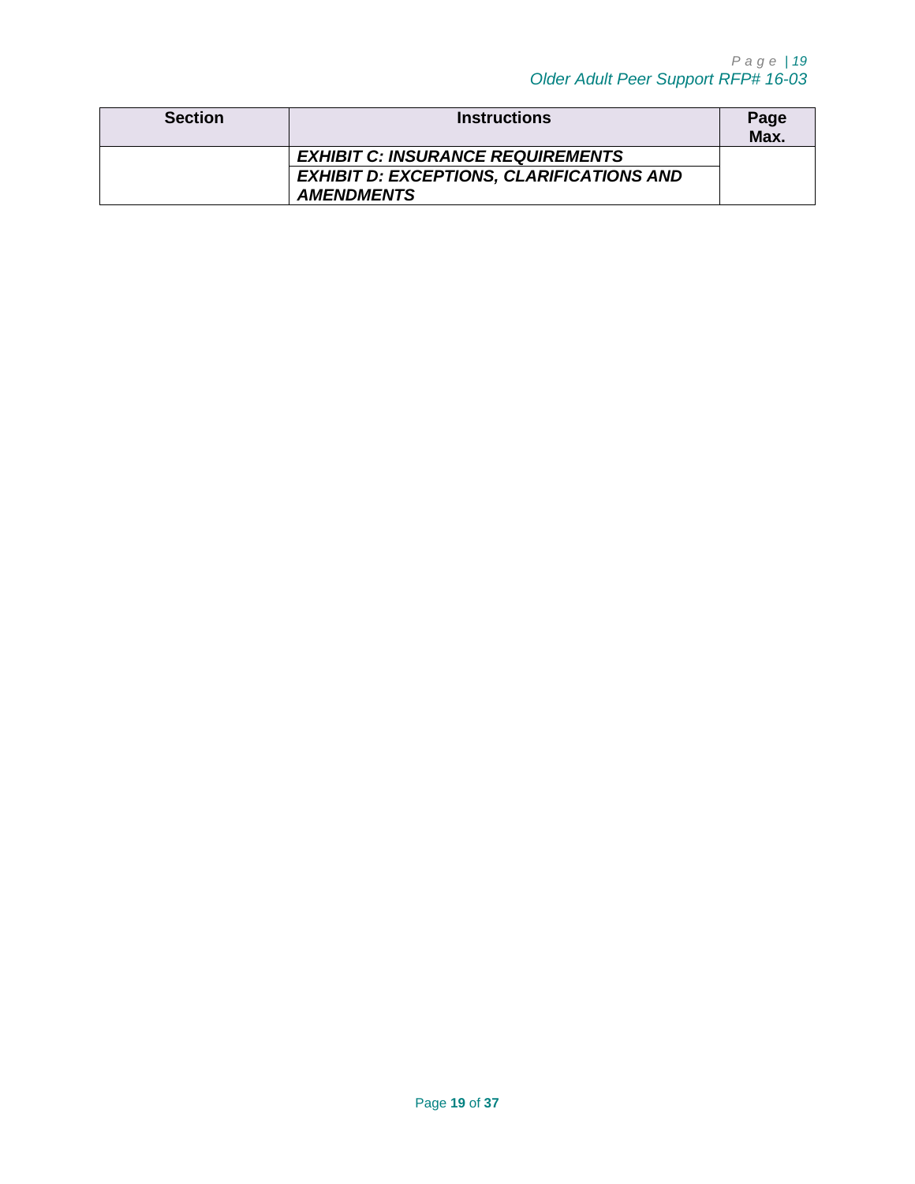| Section | Instructions | Page Max. |
|---|---|---|
| | ***EXHIBIT C: INSURANCE REQUIREMENTS*** | |
| | ***EXHIBIT D: EXCEPTIONS, CLARIFICATIONS AND AMENDMENTS*** | |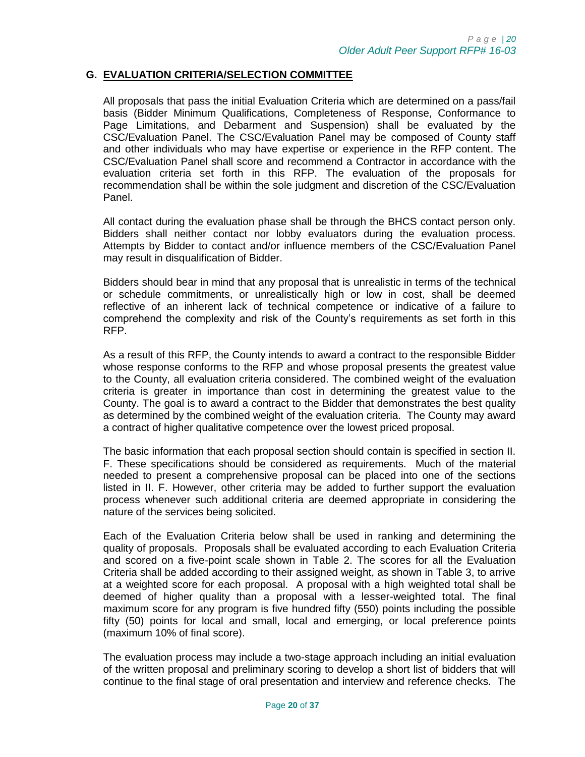## G. EVALUATION CRITERIA/SELECTION COMMITTEE

All proposals that pass the initial Evaluation Criteria which are determined on a pass/fail basis (Bidder Minimum Qualifications, Completeness of Response, Conformance to Page Limitations, and Debarment and Suspension) shall be evaluated by the CSC/Evaluation Panel. The CSC/Evaluation Panel may be composed of County staff and other individuals who may have expertise or experience in the RFP content. The CSC/Evaluation Panel shall score and recommend a Contractor in accordance with the evaluation criteria set forth in this RFP. The evaluation of the proposals for recommendation shall be within the sole judgment and discretion of the CSC/Evaluation Panel.

All contact during the evaluation phase shall be through the BHCS contact person only. Bidders shall neither contact nor lobby evaluators during the evaluation process. Attempts by Bidder to contact and/or influence members of the CSC/Evaluation Panel may result in disqualification of Bidder.

Bidders should bear in mind that any proposal that is unrealistic in terms of the technical or schedule commitments, or unrealistically high or low in cost, shall be deemed reflective of an inherent lack of technical competence or indicative of a failure to comprehend the complexity and risk of the County's requirements as set forth in this RFP.

As a result of this RFP, the County intends to award a contract to the responsible Bidder whose response conforms to the RFP and whose proposal presents the greatest value to the County, all evaluation criteria considered. The combined weight of the evaluation criteria is greater in importance than cost in determining the greatest value to the County. The goal is to award a contract to the Bidder that demonstrates the best quality as determined by the combined weight of the evaluation criteria. The County may award a contract of higher qualitative competence over the lowest priced proposal.

The basic information that each proposal section should contain is specified in section II. F. These specifications should be considered as requirements. Much of the material needed to present a comprehensive proposal can be placed into one of the sections listed in II. F. However, other criteria may be added to further support the evaluation process whenever such additional criteria are deemed appropriate in considering the nature of the services being solicited.

Each of the Evaluation Criteria below shall be used in ranking and determining the quality of proposals. Proposals shall be evaluated according to each Evaluation Criteria and scored on a five-point scale shown in Table 2. The scores for all the Evaluation Criteria shall be added according to their assigned weight, as shown in Table 3, to arrive at a weighted score for each proposal. A proposal with a high weighted total shall be deemed of higher quality than a proposal with a lesser-weighted total. The final maximum score for any program is five hundred fifty (550) points including the possible fifty (50) points for local and small, local and emerging, or local preference points (maximum 10% of final score).

The evaluation process may include a two-stage approach including an initial evaluation of the written proposal and preliminary scoring to develop a short list of bidders that will continue to the final stage of oral presentation and interview and reference checks. The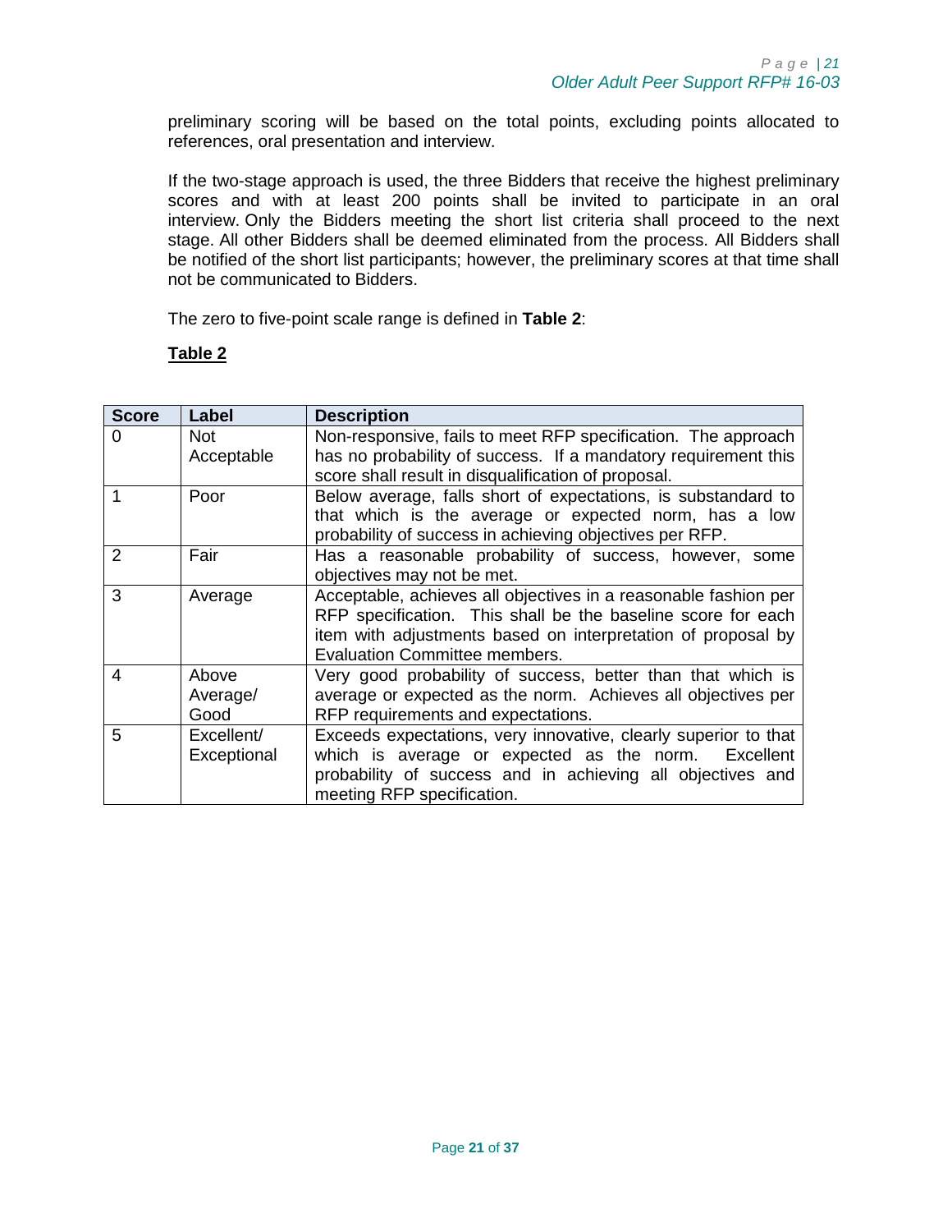preliminary scoring will be based on the total points, excluding points allocated to references, oral presentation and interview.

If the two-stage approach is used, the three Bidders that receive the highest preliminary scores and with at least 200 points shall be invited to participate in an oral interview. Only the Bidders meeting the short list criteria shall proceed to the next stage. All other Bidders shall be deemed eliminated from the process. All Bidders shall be notified of the short list participants; however, the preliminary scores at that time shall not be communicated to Bidders.

The zero to five-point scale range is defined in **Table 2**:

**Table 2**

| Score | Label | Description |
|---|---|---|
| 0 | Not Acceptable | Non-responsive, fails to meet RFP specification. The approach has no probability of success. If a mandatory requirement this score shall result in disqualification of proposal. |
| 1 | Poor | Below average, falls short of expectations, is substandard to that which is the average or expected norm, has a low probability of success in achieving objectives per RFP. |
| 2 | Fair | Has a reasonable probability of success, however, some objectives may not be met. |
| 3 | Average | Acceptable, achieves all objectives in a reasonable fashion per RFP specification. This shall be the baseline score for each item with adjustments based on interpretation of proposal by Evaluation Committee members. |
| 4 | Above Average/ Good | Very good probability of success, better than that which is average or expected as the norm. Achieves all objectives per RFP requirements and expectations. |
| 5 | Excellent/ Exceptional | Exceeds expectations, very innovative, clearly superior to that which is average or expected as the norm. Excellent probability of success and in achieving all objectives and meeting RFP specification. |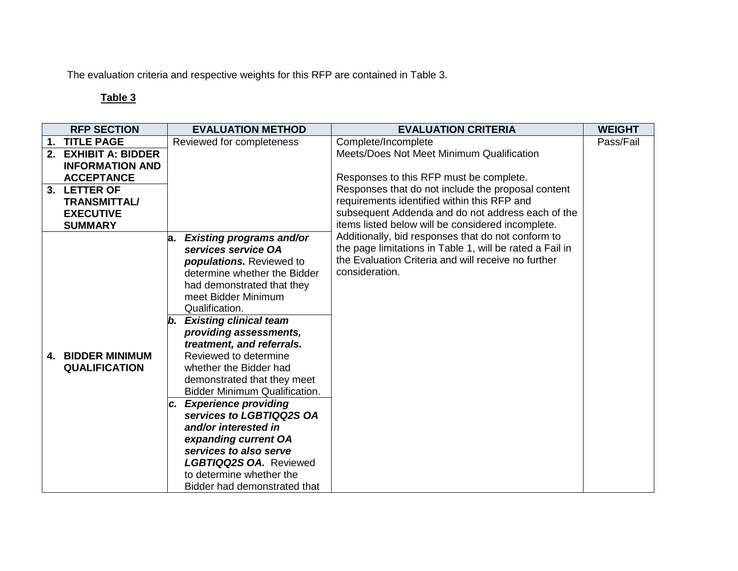The evaluation criteria and respective weights for this RFP are contained in Table 3.

**Table 3**

| RFP SECTION | EVALUATION METHOD | EVALUATION CRITERIA | WEIGHT |
|---|---|---|---|
| **1. TITLE PAGE** | Reviewed for completeness | Complete/Incomplete<br>Meets/Does Not Meet Minimum Qualification<br><br>Responses to this RFP must be complete. Responses that do not include the proposal content requirements identified within this RFP and subsequent Addenda and do not address each of the items listed below will be considered incomplete. Additionally, bid responses that do not conform to the page limitations in Table 1, will be rated a Fail in the Evaluation Criteria and will receive no further consideration. | Pass/Fail |
| **2. EXHIBIT A: BIDDER INFORMATION AND ACCEPTANCE** | | | |
| **3. LETTER OF TRANSMITTAL/ EXECUTIVE SUMMARY** | | | |
| **4. BIDDER MINIMUM QUALIFICATION** | ***a. Existing programs and/or services service OA populations.*** Reviewed to determine whether the Bidder had demonstrated that they meet Bidder Minimum Qualification. | | |
| | ***b. Existing clinical team providing assessments, treatment, and referrals.*** Reviewed to determine whether the Bidder had demonstrated that they meet Bidder Minimum Qualification. | | |
| | ***c. Experience providing services to LGBTIQQ2S OA and/or interested in expanding current OA services to also serve LGBTIQQ2S OA.*** Reviewed to determine whether the Bidder had demonstrated that | | |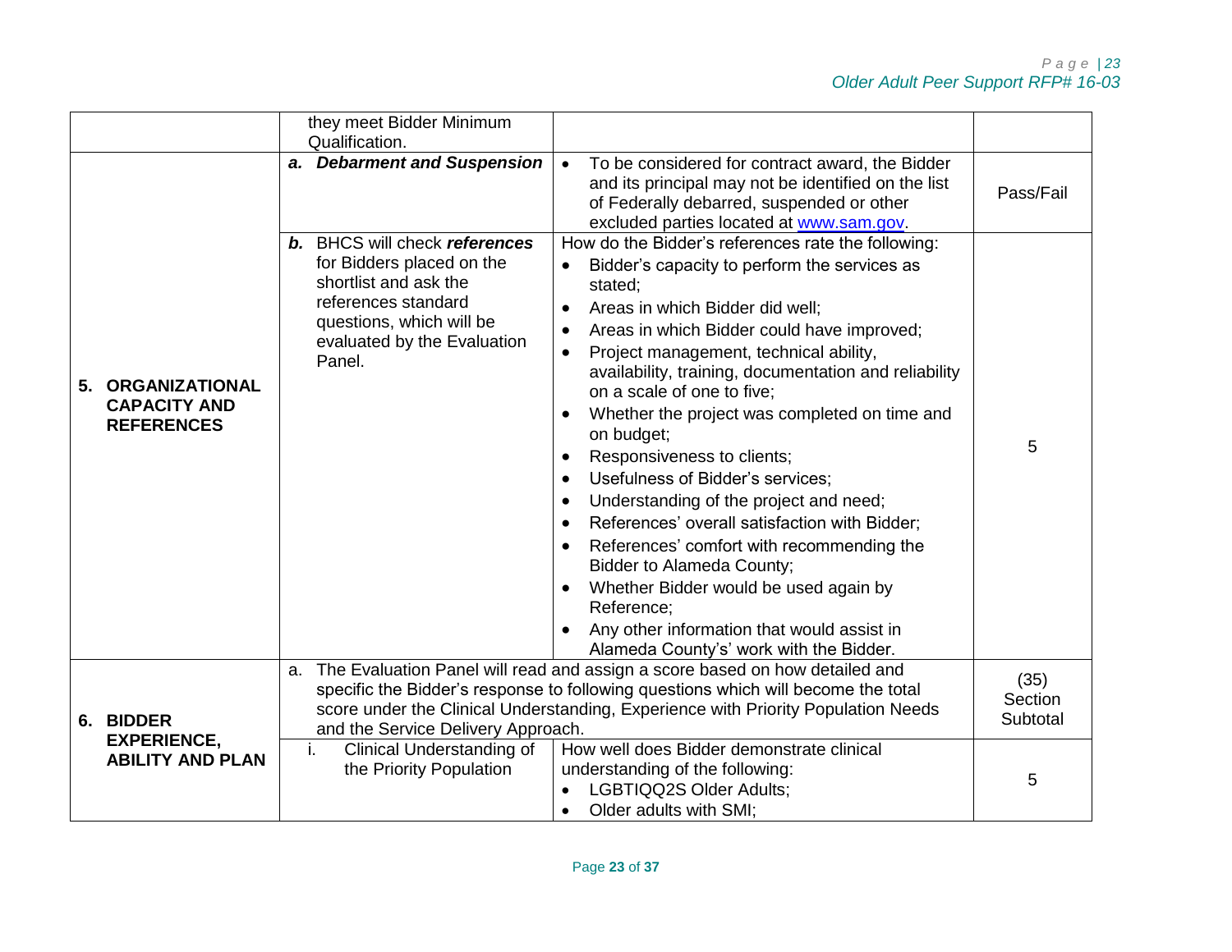| | | | |
|---|---|---|---|
| | they meet Bidder Minimum Qualification. | | |
| **5. ORGANIZATIONAL CAPACITY AND REFERENCES** | ***a. Debarment and Suspension*** | • To be considered for contract award, the Bidder and its principal may not be identified on the list of Federally debarred, suspended or other excluded parties located at [www.sam.gov](http://www.sam.gov). | Pass/Fail |
| | ***b.*** BHCS will check ***references*** for Bidders placed on the shortlist and ask the references standard questions, which will be evaluated by the Evaluation Panel. | How do the Bidder's references rate the following:<br>• Bidder's capacity to perform the services as stated;<br>• Areas in which Bidder did well;<br>• Areas in which Bidder could have improved;<br>• Project management, technical ability, availability, training, documentation and reliability on a scale of one to five;<br>• Whether the project was completed on time and on budget;<br>• Responsiveness to clients;<br>• Usefulness of Bidder's services;<br>• Understanding of the project and need;<br>• References' overall satisfaction with Bidder;<br>• References' comfort with recommending the Bidder to Alameda County;<br>• Whether Bidder would be used again by Reference;<br>• Any other information that would assist in Alameda County's' work with the Bidder. | 5 |
| **6. BIDDER EXPERIENCE, ABILITY AND PLAN** | a. The Evaluation Panel will read and assign a score based on how detailed and specific the Bidder's response to following questions which will become the total score under the Clinical Understanding, Experience with Priority Population Needs and the Service Delivery Approach. | | (35) Section Subtotal |
| | i. Clinical Understanding of the Priority Population | How well does Bidder demonstrate clinical understanding of the following:<br>• LGBTIQQ2S Older Adults;<br>• Older adults with SMI; | 5 |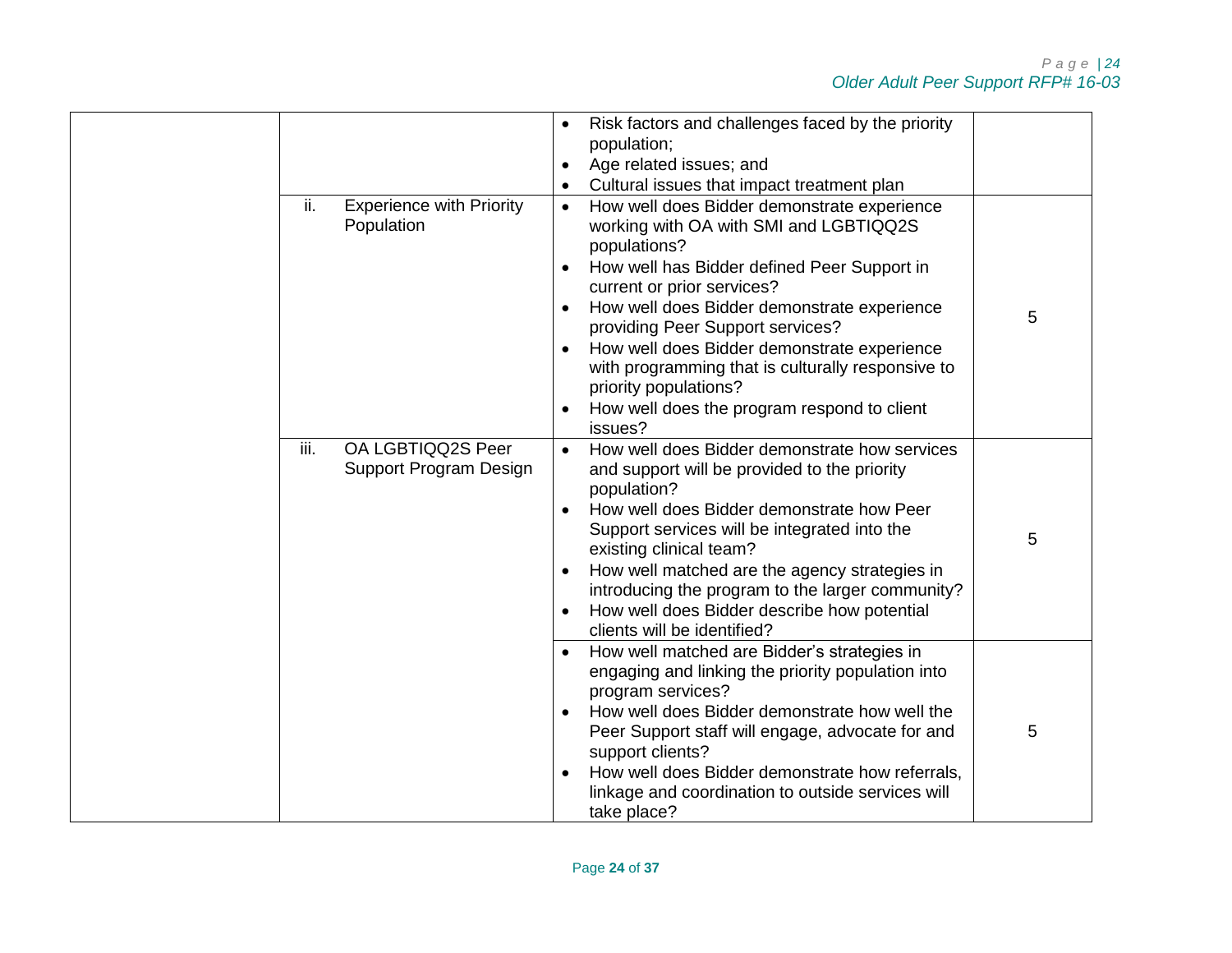| | | | |
|---|---|---|---|
| | | • Risk factors and challenges faced by the priority population;<br>• Age related issues; and<br>• Cultural issues that impact treatment plan | |
| | ii. Experience with Priority Population | • How well does Bidder demonstrate experience working with OA with SMI and LGBTIQQ2S populations?<br>• How well has Bidder defined Peer Support in current or prior services?<br>• How well does Bidder demonstrate experience providing Peer Support services?<br>• How well does Bidder demonstrate experience with programming that is culturally responsive to priority populations?<br>• How well does the program respond to client issues? | 5 |
| | iii. OA LGBTIQQ2S Peer Support Program Design | • How well does Bidder demonstrate how services and support will be provided to the priority population?<br>• How well does Bidder demonstrate how Peer Support services will be integrated into the existing clinical team?<br>• How well matched are the agency strategies in introducing the program to the larger community?<br>• How well does Bidder describe how potential clients will be identified? | 5 |
| | | • How well matched are Bidder's strategies in engaging and linking the priority population into program services?<br>• How well does Bidder demonstrate how well the Peer Support staff will engage, advocate for and support clients?<br>• How well does Bidder demonstrate how referrals, linkage and coordination to outside services will take place? | 5 |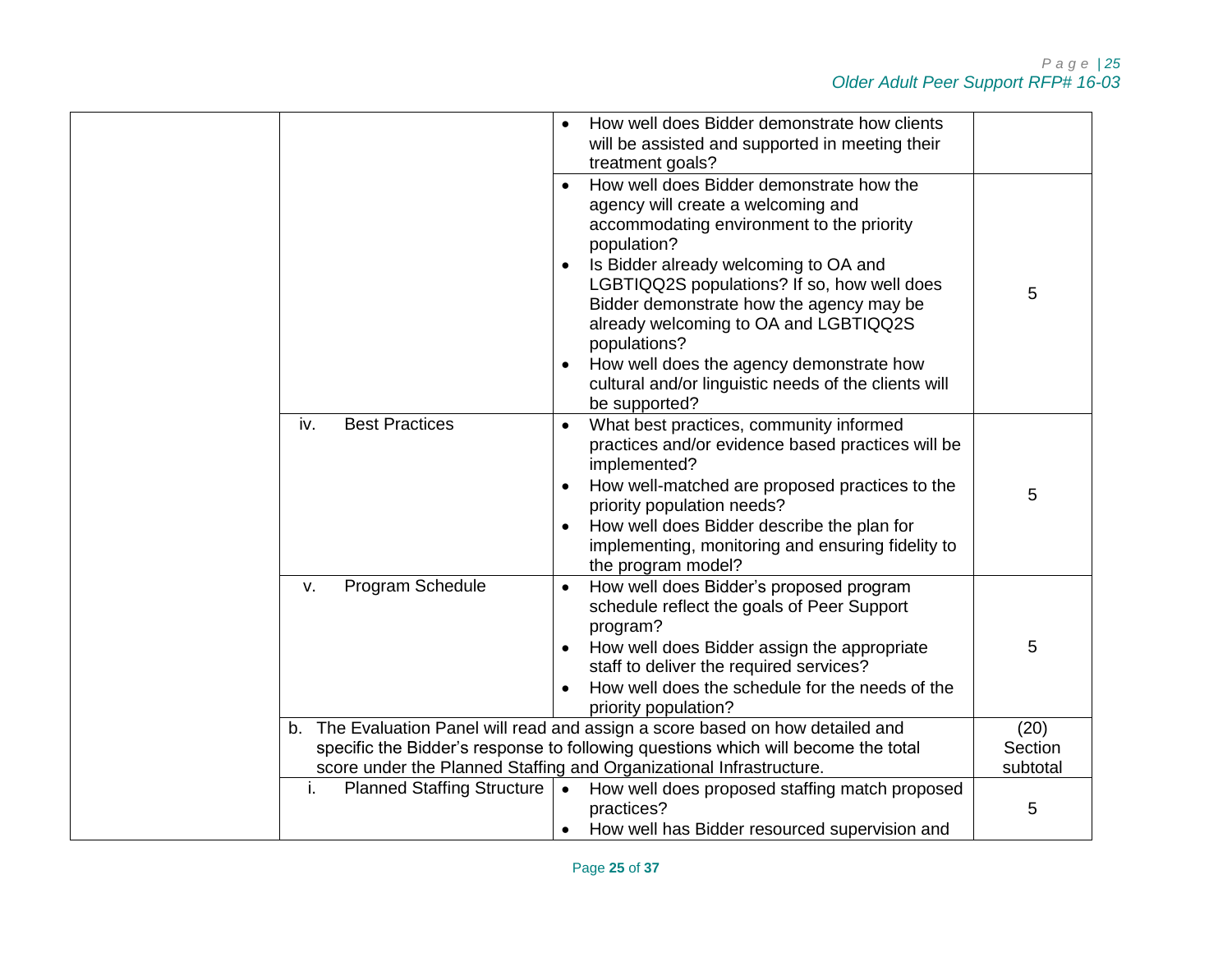| | | | |
|---|---|---|---|
| | | • How well does Bidder demonstrate how clients will be assisted and supported in meeting their treatment goals? | |
| | | • How well does Bidder demonstrate how the agency will create a welcoming and accommodating environment to the priority population?<br>• Is Bidder already welcoming to OA and LGBTIQQ2S populations? If so, how well does Bidder demonstrate how the agency may be already welcoming to OA and LGBTIQQ2S populations?<br>• How well does the agency demonstrate how cultural and/or linguistic needs of the clients will be supported? | 5 |
| | iv. Best Practices | • What best practices, community informed practices and/or evidence based practices will be implemented?<br>• How well-matched are proposed practices to the priority population needs?<br>• How well does Bidder describe the plan for implementing, monitoring and ensuring fidelity to the program model? | 5 |
| | v. Program Schedule | • How well does Bidder's proposed program schedule reflect the goals of Peer Support program?<br>• How well does Bidder assign the appropriate staff to deliver the required services?<br>• How well does the schedule for the needs of the priority population? | 5 |
| | b. The Evaluation Panel will read and assign a score based on how detailed and specific the Bidder's response to following questions which will become the total score under the Planned Staffing and Organizational Infrastructure. | | (20) Section subtotal |
| | i. Planned Staffing Structure | • How well does proposed staffing match proposed practices?<br>• How well has Bidder resourced supervision and | 5 |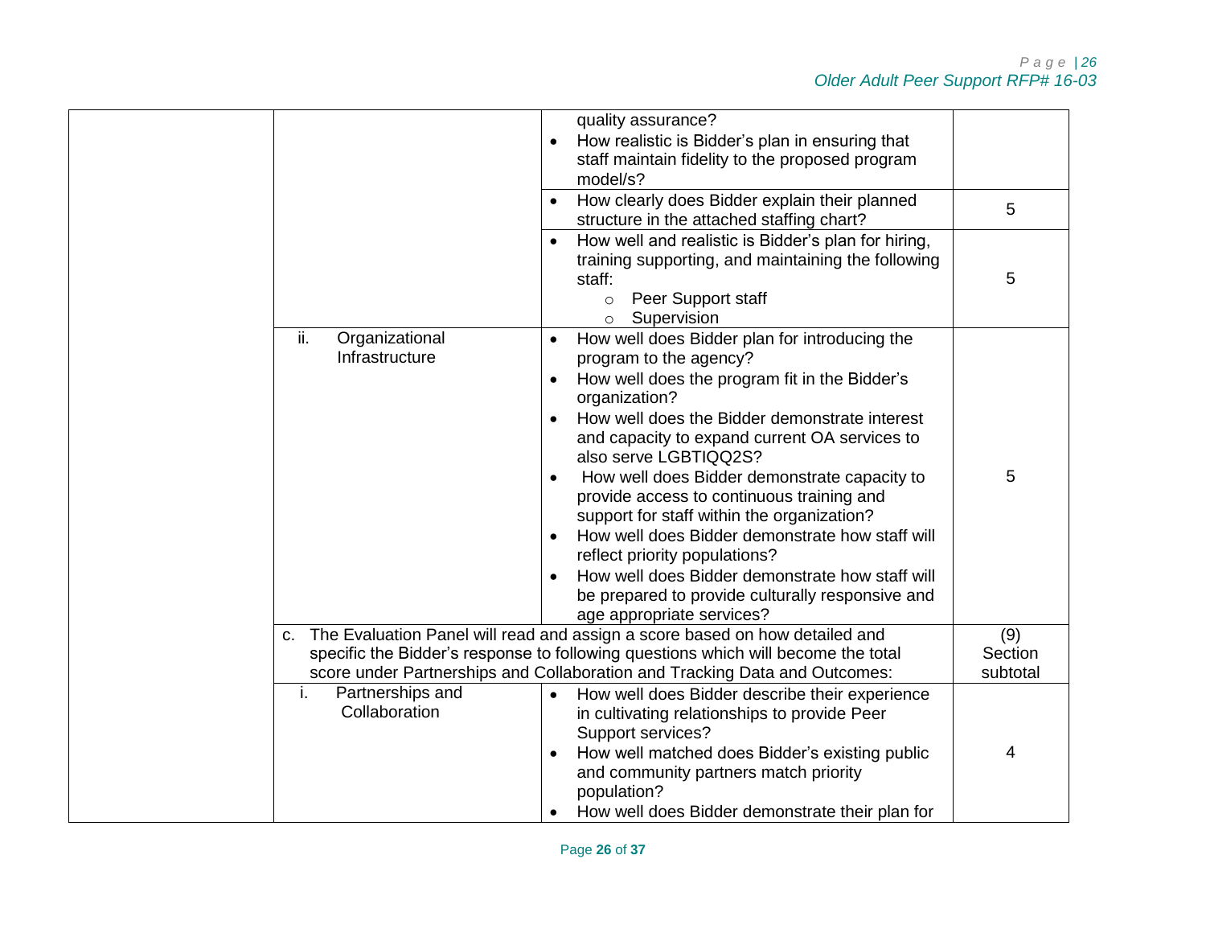| | | | |
|---|---|---|---|
| | | quality assurance?<br>• How realistic is Bidder's plan in ensuring that staff maintain fidelity to the proposed program model/s? | |
| | | • How clearly does Bidder explain their planned structure in the attached staffing chart? | 5 |
| | | • How well and realistic is Bidder's plan for hiring, training supporting, and maintaining the following staff:<br>  ○ Peer Support staff<br>  ○ Supervision | 5 |
| | ii. Organizational Infrastructure | • How well does Bidder plan for introducing the program to the agency?<br>• How well does the program fit in the Bidder's organization?<br>• How well does the Bidder demonstrate interest and capacity to expand current OA services to also serve LGBTIQQ2S?<br>• How well does Bidder demonstrate capacity to provide access to continuous training and support for staff within the organization?<br>• How well does Bidder demonstrate how staff will reflect priority populations?<br>• How well does Bidder demonstrate how staff will be prepared to provide culturally responsive and age appropriate services? | 5 |
| | c. The Evaluation Panel will read and assign a score based on how detailed and specific the Bidder's response to following questions which will become the total score under Partnerships and Collaboration and Tracking Data and Outcomes: | | (9) Section subtotal |
| | i. Partnerships and Collaboration | • How well does Bidder describe their experience in cultivating relationships to provide Peer Support services?<br>• How well matched does Bidder's existing public and community partners match priority population?<br>• How well does Bidder demonstrate their plan for | 4 |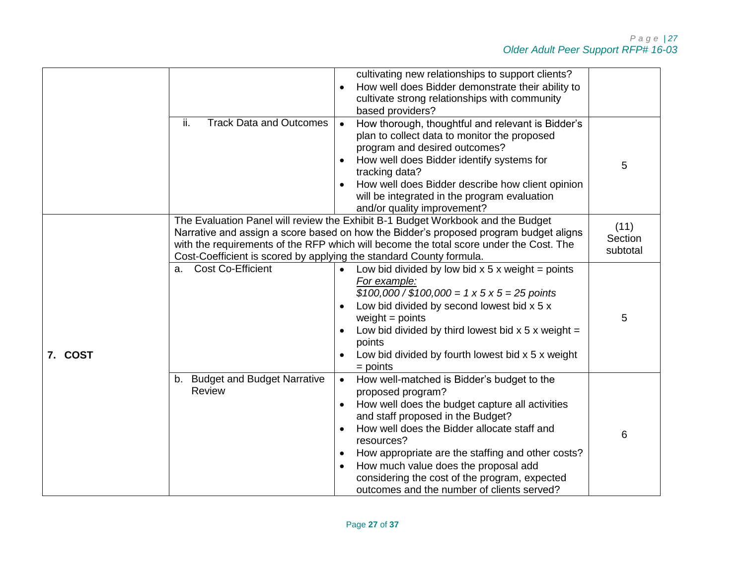| | | | |
|---|---|---|---|
| | | cultivating new relationships to support clients?<br>• How well does Bidder demonstrate their ability to cultivate strong relationships with community based providers? | |
| | ii. Track Data and Outcomes | • How thorough, thoughtful and relevant is Bidder's plan to collect data to monitor the proposed program and desired outcomes?<br>• How well does Bidder identify systems for tracking data?<br>• How well does Bidder describe how client opinion will be integrated in the program evaluation and/or quality improvement? | 5 |
| **7. COST** | The Evaluation Panel will review the Exhibit B-1 Budget Workbook and the Budget Narrative and assign a score based on how the Bidder's proposed program budget aligns with the requirements of the RFP which will become the total score under the Cost. The Cost-Coefficient is scored by applying the standard County formula. | | (11) Section subtotal |
| | a. Cost Co-Efficient | • Low bid divided by low bid x 5 x weight = points<br>*For example:*<br>*$100,000 / $100,000 = 1 x 5 x 5 = 25 points*<br>• Low bid divided by second lowest bid x 5 x weight = points<br>• Low bid divided by third lowest bid x 5 x weight = points<br>• Low bid divided by fourth lowest bid x 5 x weight = points | 5 |
| | b. Budget and Budget Narrative Review | • How well-matched is Bidder's budget to the proposed program?<br>• How well does the budget capture all activities and staff proposed in the Budget?<br>• How well does the Bidder allocate staff and resources?<br>• How appropriate are the staffing and other costs?<br>• How much value does the proposal add considering the cost of the program, expected outcomes and the number of clients served? | 6 |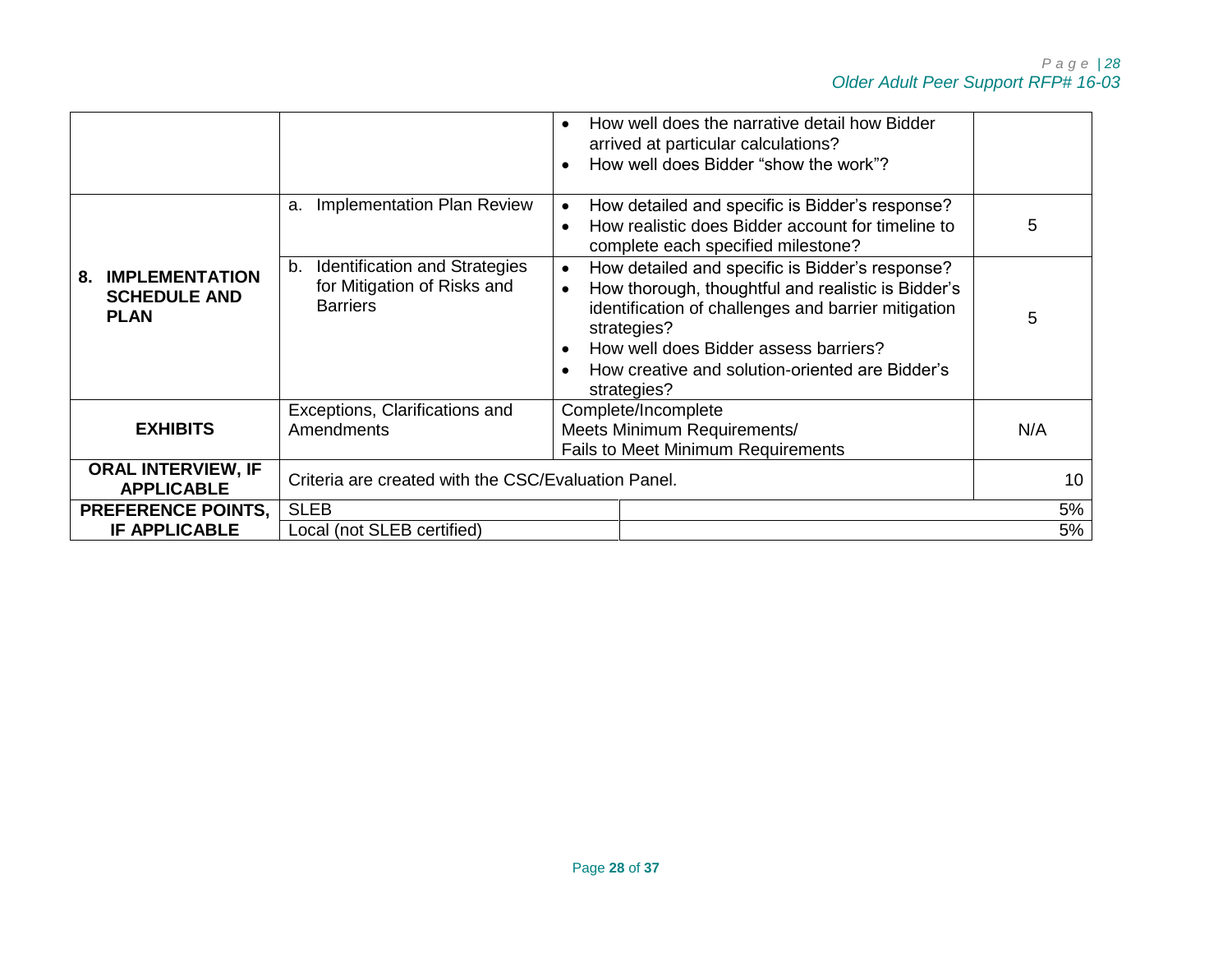| | | | |
|---|---|---|---|
| | | • How well does the narrative detail how Bidder arrived at particular calculations?<br>• How well does Bidder "show the work"? | |
| **8. IMPLEMENTATION SCHEDULE AND PLAN** | a. Implementation Plan Review | • How detailed and specific is Bidder's response?<br>• How realistic does Bidder account for timeline to complete each specified milestone? | 5 |
| | b. Identification and Strategies for Mitigation of Risks and Barriers | • How detailed and specific is Bidder's response?<br>• How thorough, thoughtful and realistic is Bidder's identification of challenges and barrier mitigation strategies?<br>• How well does Bidder assess barriers?<br>• How creative and solution-oriented are Bidder's strategies? | 5 |
| **EXHIBITS** | Exceptions, Clarifications and Amendments | Complete/Incomplete<br>Meets Minimum Requirements/<br>Fails to Meet Minimum Requirements | N/A |
| **ORAL INTERVIEW, IF APPLICABLE** | Criteria are created with the CSC/Evaluation Panel. | | 10 |
| **PREFERENCE POINTS, IF APPLICABLE** | SLEB | | 5% |
| | Local (not SLEB certified) | | 5% |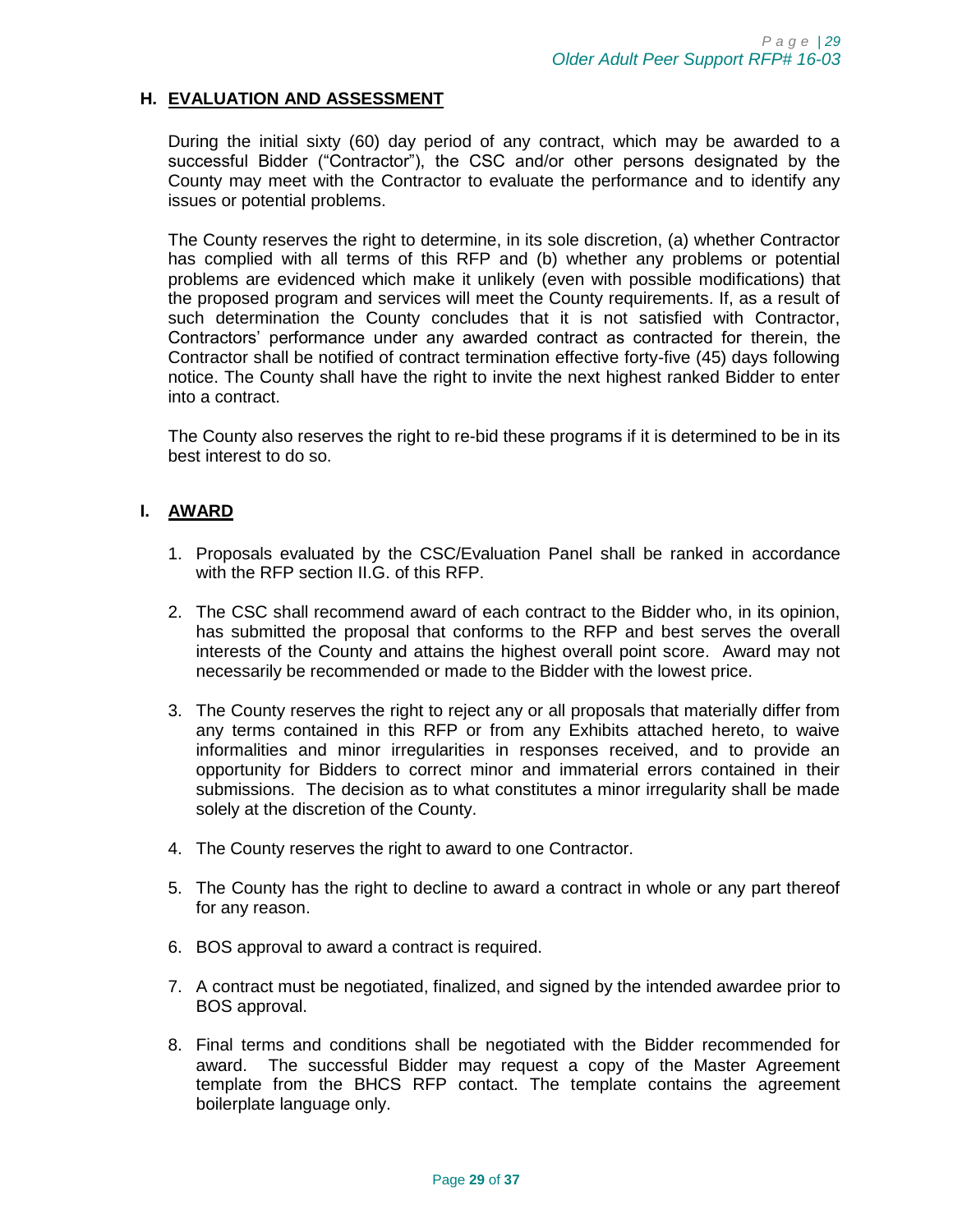## H. EVALUATION AND ASSESSMENT

During the initial sixty (60) day period of any contract, which may be awarded to a successful Bidder ("Contractor"), the CSC and/or other persons designated by the County may meet with the Contractor to evaluate the performance and to identify any issues or potential problems.

The County reserves the right to determine, in its sole discretion, (a) whether Contractor has complied with all terms of this RFP and (b) whether any problems or potential problems are evidenced which make it unlikely (even with possible modifications) that the proposed program and services will meet the County requirements. If, as a result of such determination the County concludes that it is not satisfied with Contractor, Contractors' performance under any awarded contract as contracted for therein, the Contractor shall be notified of contract termination effective forty-five (45) days following notice. The County shall have the right to invite the next highest ranked Bidder to enter into a contract.

The County also reserves the right to re-bid these programs if it is determined to be in its best interest to do so.

## I. AWARD

1. Proposals evaluated by the CSC/Evaluation Panel shall be ranked in accordance with the RFP section II.G. of this RFP.
2. The CSC shall recommend award of each contract to the Bidder who, in its opinion, has submitted the proposal that conforms to the RFP and best serves the overall interests of the County and attains the highest overall point score. Award may not necessarily be recommended or made to the Bidder with the lowest price.
3. The County reserves the right to reject any or all proposals that materially differ from any terms contained in this RFP or from any Exhibits attached hereto, to waive informalities and minor irregularities in responses received, and to provide an opportunity for Bidders to correct minor and immaterial errors contained in their submissions. The decision as to what constitutes a minor irregularity shall be made solely at the discretion of the County.
4. The County reserves the right to award to one Contractor.
5. The County has the right to decline to award a contract in whole or any part thereof for any reason.
6. BOS approval to award a contract is required.
7. A contract must be negotiated, finalized, and signed by the intended awardee prior to BOS approval.
8. Final terms and conditions shall be negotiated with the Bidder recommended for award. The successful Bidder may request a copy of the Master Agreement template from the BHCS RFP contact. The template contains the agreement boilerplate language only.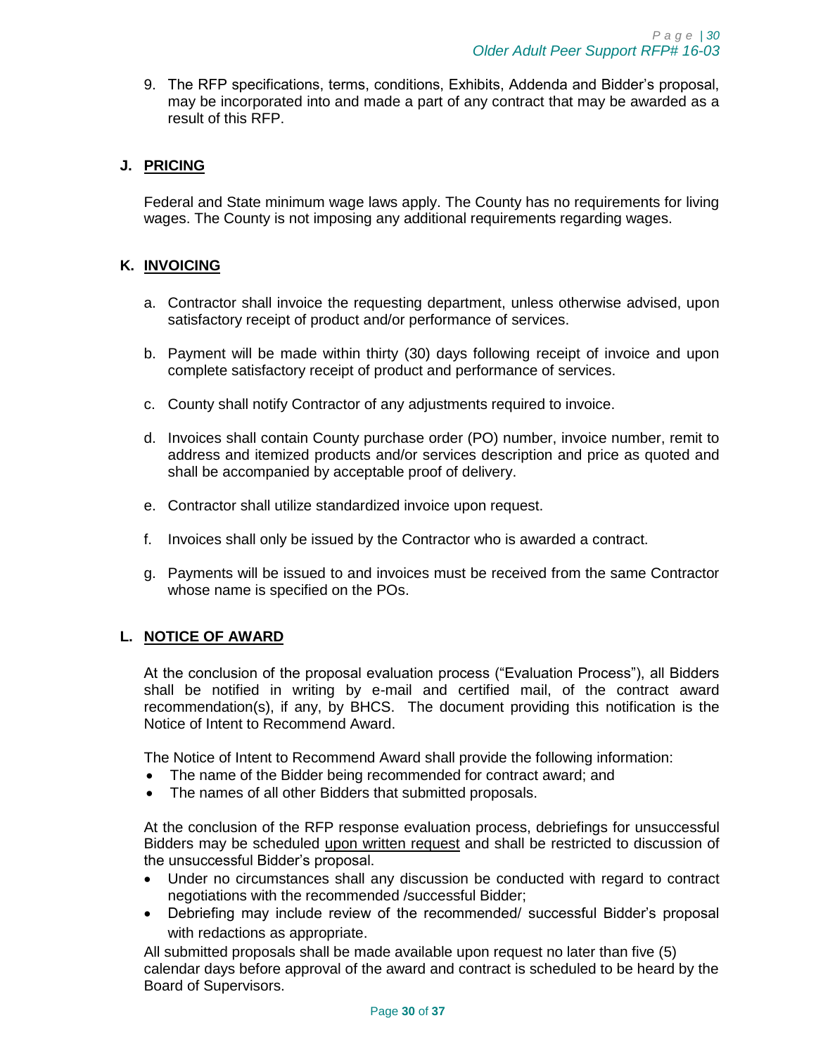9. The RFP specifications, terms, conditions, Exhibits, Addenda and Bidder's proposal, may be incorporated into and made a part of any contract that may be awarded as a result of this RFP.

## J. PRICING

Federal and State minimum wage laws apply. The County has no requirements for living wages. The County is not imposing any additional requirements regarding wages.

## K. INVOICING

a. Contractor shall invoice the requesting department, unless otherwise advised, upon satisfactory receipt of product and/or performance of services.

b. Payment will be made within thirty (30) days following receipt of invoice and upon complete satisfactory receipt of product and performance of services.

c. County shall notify Contractor of any adjustments required to invoice.

d. Invoices shall contain County purchase order (PO) number, invoice number, remit to address and itemized products and/or services description and price as quoted and shall be accompanied by acceptable proof of delivery.

e. Contractor shall utilize standardized invoice upon request.

f. Invoices shall only be issued by the Contractor who is awarded a contract.

g. Payments will be issued to and invoices must be received from the same Contractor whose name is specified on the POs.

## L. NOTICE OF AWARD

At the conclusion of the proposal evaluation process ("Evaluation Process"), all Bidders shall be notified in writing by e-mail and certified mail, of the contract award recommendation(s), if any, by BHCS. The document providing this notification is the Notice of Intent to Recommend Award.

The Notice of Intent to Recommend Award shall provide the following information:

- The name of the Bidder being recommended for contract award; and
- The names of all other Bidders that submitted proposals.

At the conclusion of the RFP response evaluation process, debriefings for unsuccessful Bidders may be scheduled upon written request and shall be restricted to discussion of the unsuccessful Bidder's proposal.

- Under no circumstances shall any discussion be conducted with regard to contract negotiations with the recommended /successful Bidder;
- Debriefing may include review of the recommended/ successful Bidder's proposal with redactions as appropriate.

All submitted proposals shall be made available upon request no later than five (5) calendar days before approval of the award and contract is scheduled to be heard by the Board of Supervisors.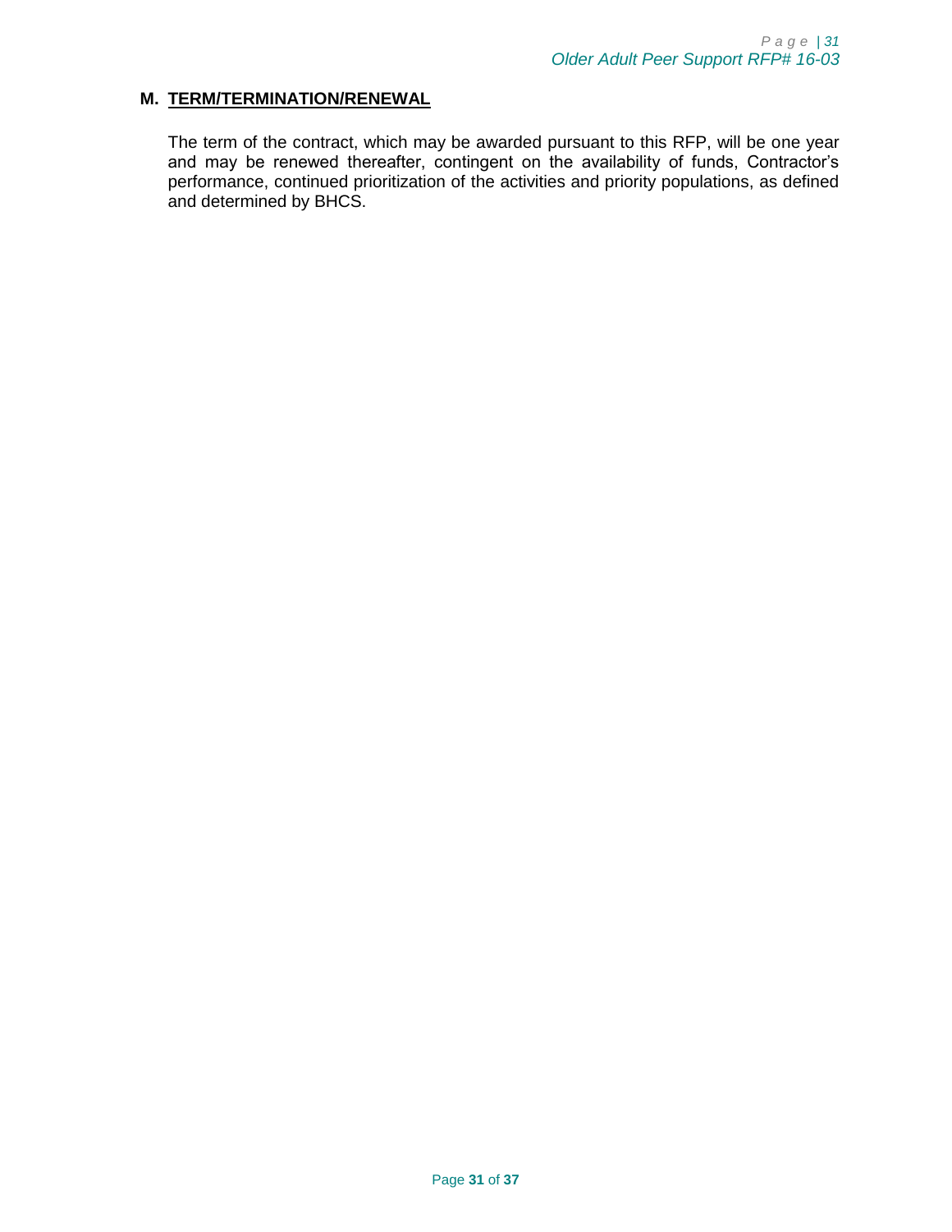## M. <u>TERM/TERMINATION/RENEWAL</u>

The term of the contract, which may be awarded pursuant to this RFP, will be one year and may be renewed thereafter, contingent on the availability of funds, Contractor's performance, continued prioritization of the activities and priority populations, as defined and determined by BHCS.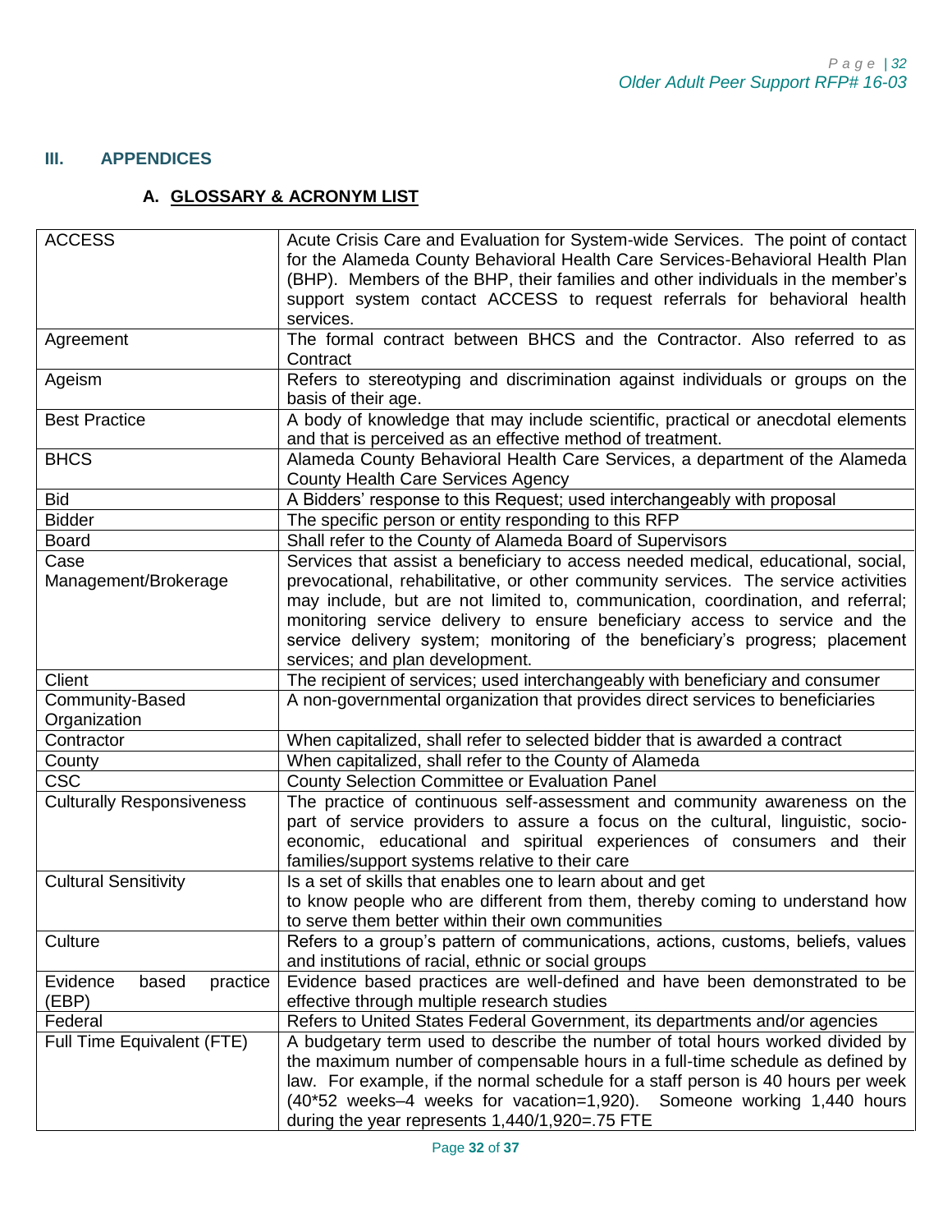## III. APPENDICES

### A. GLOSSARY & ACRONYM LIST

| | |
|---|---|
| ACCESS | Acute Crisis Care and Evaluation for System-wide Services. The point of contact for the Alameda County Behavioral Health Care Services-Behavioral Health Plan (BHP). Members of the BHP, their families and other individuals in the member's support system contact ACCESS to request referrals for behavioral health services. |
| Agreement | The formal contract between BHCS and the Contractor. Also referred to as Contract |
| Ageism | Refers to stereotyping and discrimination against individuals or groups on the basis of their age. |
| Best Practice | A body of knowledge that may include scientific, practical or anecdotal elements and that is perceived as an effective method of treatment. |
| BHCS | Alameda County Behavioral Health Care Services, a department of the Alameda County Health Care Services Agency |
| Bid | A Bidders' response to this Request; used interchangeably with proposal |
| Bidder | The specific person or entity responding to this RFP |
| Board | Shall refer to the County of Alameda Board of Supervisors |
| Case Management/Brokerage | Services that assist a beneficiary to access needed medical, educational, social, prevocational, rehabilitative, or other community services. The service activities may include, but are not limited to, communication, coordination, and referral; monitoring service delivery to ensure beneficiary access to service and the service delivery system; monitoring of the beneficiary's progress; placement services; and plan development. |
| Client | The recipient of services; used interchangeably with beneficiary and consumer |
| Community-Based Organization | A non-governmental organization that provides direct services to beneficiaries |
| Contractor | When capitalized, shall refer to selected bidder that is awarded a contract |
| County | When capitalized, shall refer to the County of Alameda |
| CSC | County Selection Committee or Evaluation Panel |
| Culturally Responsiveness | The practice of continuous self-assessment and community awareness on the part of service providers to assure a focus on the cultural, linguistic, socio-economic, educational and spiritual experiences of consumers and their families/support systems relative to their care |
| Cultural Sensitivity | Is a set of skills that enables one to learn about and get to know people who are different from them, thereby coming to understand how to serve them better within their own communities |
| Culture | Refers to a group's pattern of communications, actions, customs, beliefs, values and institutions of racial, ethnic or social groups |
| Evidence based practice (EBP) | Evidence based practices are well-defined and have been demonstrated to be effective through multiple research studies |
| Federal | Refers to United States Federal Government, its departments and/or agencies |
| Full Time Equivalent (FTE) | A budgetary term used to describe the number of total hours worked divided by the maximum number of compensable hours in a full-time schedule as defined by law. For example, if the normal schedule for a staff person is 40 hours per week (40*52 weeks–4 weeks for vacation=1,920). Someone working 1,440 hours during the year represents 1,440/1,920=.75 FTE |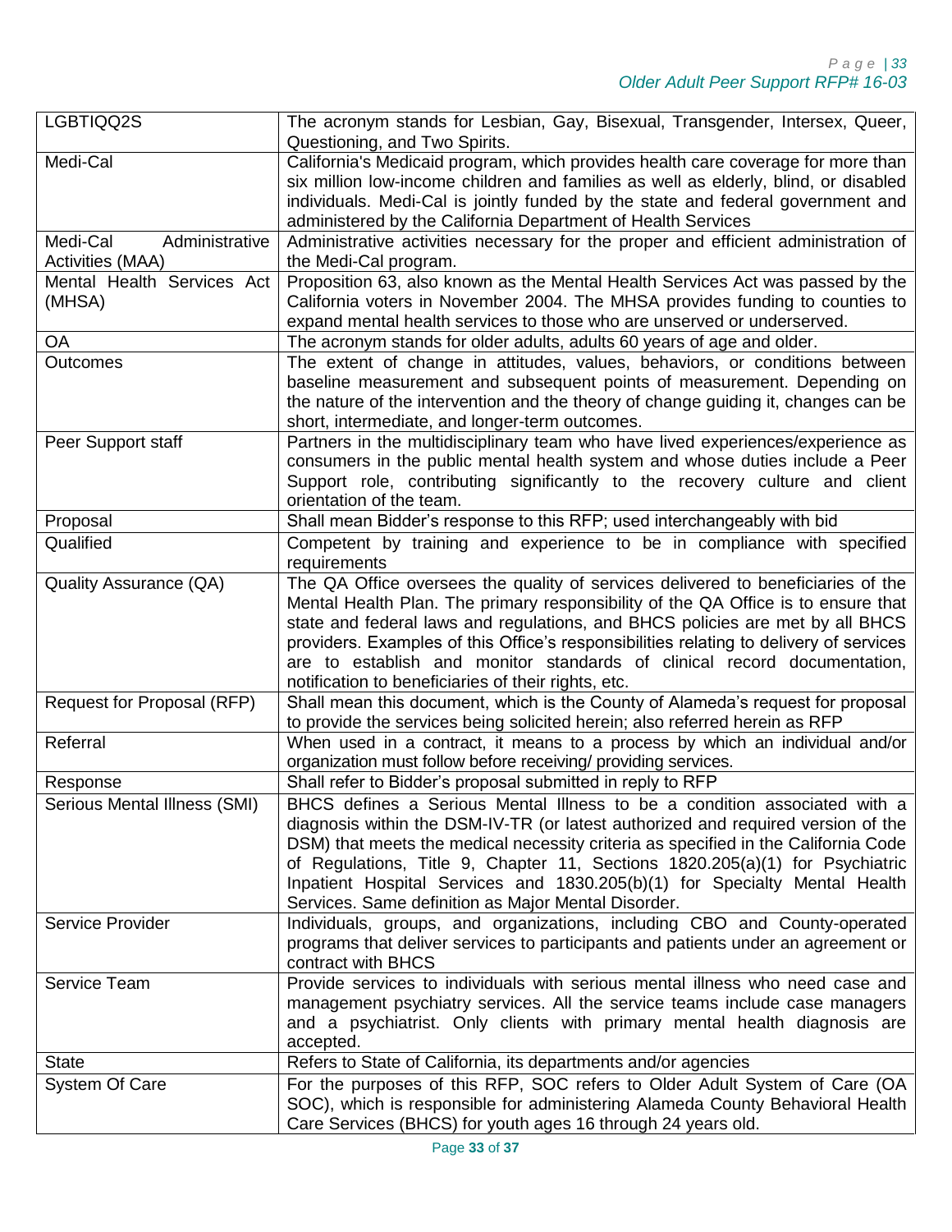| | |
|---|---|
| LGBTIQQ2S | The acronym stands for Lesbian, Gay, Bisexual, Transgender, Intersex, Queer, Questioning, and Two Spirits. |
| Medi-Cal | California's Medicaid program, which provides health care coverage for more than six million low-income children and families as well as elderly, blind, or disabled individuals. Medi-Cal is jointly funded by the state and federal government and administered by the California Department of Health Services |
| Medi-Cal Administrative Activities (MAA) | Administrative activities necessary for the proper and efficient administration of the Medi-Cal program. |
| Mental Health Services Act (MHSA) | Proposition 63, also known as the Mental Health Services Act was passed by the California voters in November 2004. The MHSA provides funding to counties to expand mental health services to those who are unserved or underserved. |
| OA | The acronym stands for older adults, adults 60 years of age and older. |
| Outcomes | The extent of change in attitudes, values, behaviors, or conditions between baseline measurement and subsequent points of measurement. Depending on the nature of the intervention and the theory of change guiding it, changes can be short, intermediate, and longer-term outcomes. |
| Peer Support staff | Partners in the multidisciplinary team who have lived experiences/experience as consumers in the public mental health system and whose duties include a Peer Support role, contributing significantly to the recovery culture and client orientation of the team. |
| Proposal | Shall mean Bidder's response to this RFP; used interchangeably with bid |
| Qualified | Competent by training and experience to be in compliance with specified requirements |
| Quality Assurance (QA) | The QA Office oversees the quality of services delivered to beneficiaries of the Mental Health Plan. The primary responsibility of the QA Office is to ensure that state and federal laws and regulations, and BHCS policies are met by all BHCS providers. Examples of this Office's responsibilities relating to delivery of services are to establish and monitor standards of clinical record documentation, notification to beneficiaries of their rights, etc. |
| Request for Proposal (RFP) | Shall mean this document, which is the County of Alameda's request for proposal to provide the services being solicited herein; also referred herein as RFP |
| Referral | When used in a contract, it means to a process by which an individual and/or organization must follow before receiving/ providing services. |
| Response | Shall refer to Bidder's proposal submitted in reply to RFP |
| Serious Mental Illness (SMI) | BHCS defines a Serious Mental Illness to be a condition associated with a diagnosis within the DSM-IV-TR (or latest authorized and required version of the DSM) that meets the medical necessity criteria as specified in the California Code of Regulations, Title 9, Chapter 11, Sections 1820.205(a)(1) for Psychiatric Inpatient Hospital Services and 1830.205(b)(1) for Specialty Mental Health Services. Same definition as Major Mental Disorder. |
| Service Provider | Individuals, groups, and organizations, including CBO and County-operated programs that deliver services to participants and patients under an agreement or contract with BHCS |
| Service Team | Provide services to individuals with serious mental illness who need case and management psychiatry services. All the service teams include case managers and a psychiatrist. Only clients with primary mental health diagnosis are accepted. |
| State | Refers to State of California, its departments and/or agencies |
| System Of Care | For the purposes of this RFP, SOC refers to Older Adult System of Care (OA SOC), which is responsible for administering Alameda County Behavioral Health Care Services (BHCS) for youth ages 16 through 24 years old. |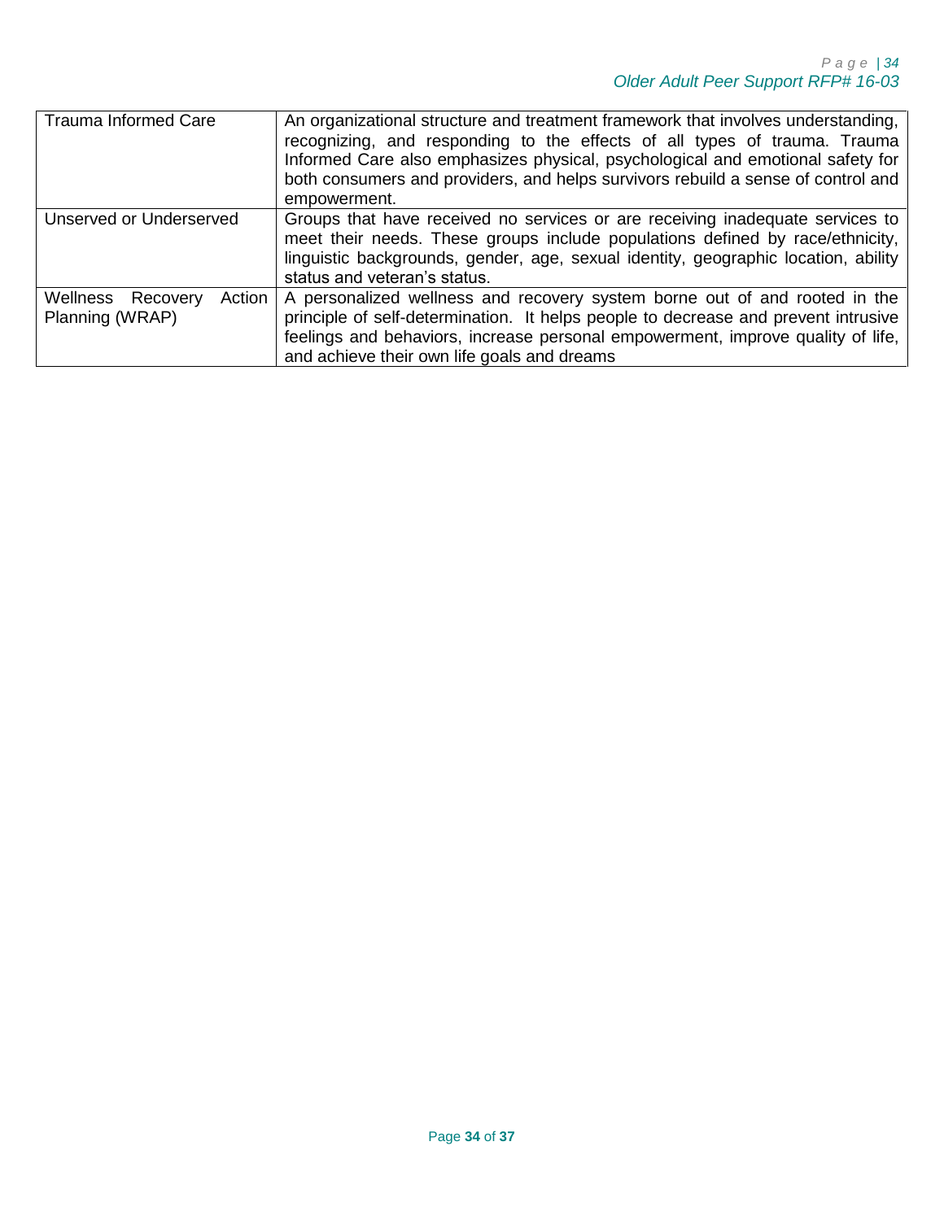| | |
|---|---|
| Trauma Informed Care | An organizational structure and treatment framework that involves understanding, recognizing, and responding to the effects of all types of trauma. Trauma Informed Care also emphasizes physical, psychological and emotional safety for both consumers and providers, and helps survivors rebuild a sense of control and empowerment. |
| Unserved or Underserved | Groups that have received no services or are receiving inadequate services to meet their needs. These groups include populations defined by race/ethnicity, linguistic backgrounds, gender, age, sexual identity, geographic location, ability status and veteran's status. |
| Wellness Recovery Action Planning (WRAP) | A personalized wellness and recovery system borne out of and rooted in the principle of self-determination. It helps people to decrease and prevent intrusive feelings and behaviors, increase personal empowerment, improve quality of life, and achieve their own life goals and dreams |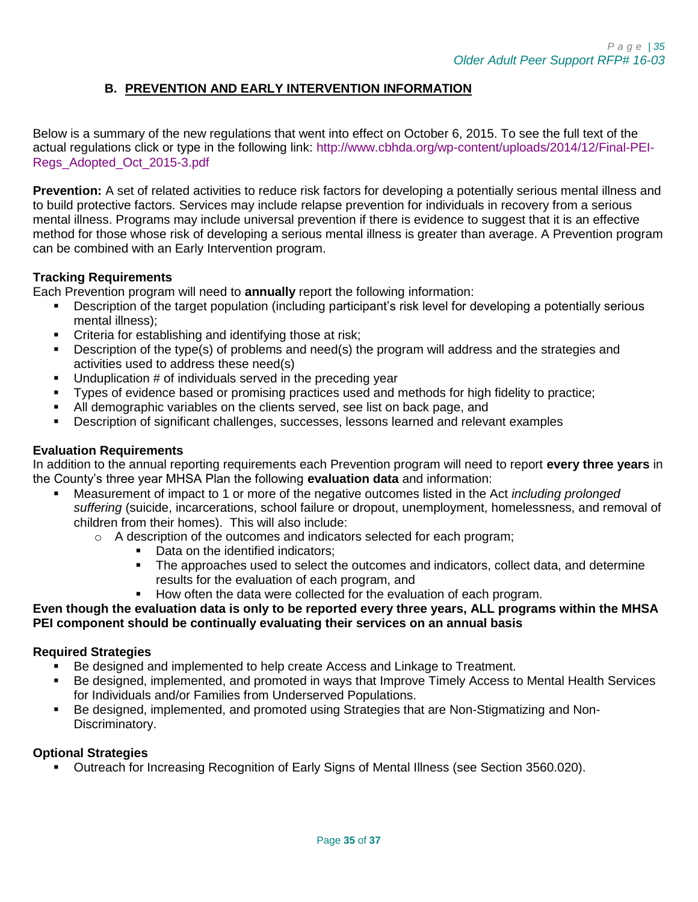## B. PREVENTION AND EARLY INTERVENTION INFORMATION

Below is a summary of the new regulations that went into effect on October 6, 2015. To see the full text of the actual regulations click or type in the following link: http://www.cbhda.org/wp-content/uploads/2014/12/Final-PEI-Regs_Adopted_Oct_2015-3.pdf

**Prevention:** A set of related activities to reduce risk factors for developing a potentially serious mental illness and to build protective factors. Services may include relapse prevention for individuals in recovery from a serious mental illness. Programs may include universal prevention if there is evidence to suggest that it is an effective method for those whose risk of developing a serious mental illness is greater than average. A Prevention program can be combined with an Early Intervention program.

**Tracking Requirements**

Each Prevention program will need to **annually** report the following information:

- Description of the target population (including participant's risk level for developing a potentially serious mental illness);
- Criteria for establishing and identifying those at risk;
- Description of the type(s) of problems and need(s) the program will address and the strategies and activities used to address these need(s)
- Unduplication # of individuals served in the preceding year
- Types of evidence based or promising practices used and methods for high fidelity to practice;
- All demographic variables on the clients served, see list on back page, and
- Description of significant challenges, successes, lessons learned and relevant examples

**Evaluation Requirements**

In addition to the annual reporting requirements each Prevention program will need to report **every three years** in the County's three year MHSA Plan the following **evaluation data** and information:

- Measurement of impact to 1 or more of the negative outcomes listed in the Act *including prolonged suffering* (suicide, incarcerations, school failure or dropout, unemployment, homelessness, and removal of children from their homes). This will also include:
  - A description of the outcomes and indicators selected for each program;
    - Data on the identified indicators;
    - The approaches used to select the outcomes and indicators, collect data, and determine results for the evaluation of each program, and
    - How often the data were collected for the evaluation of each program.

**Even though the evaluation data is only to be reported every three years, ALL programs within the MHSA PEI component should be continually evaluating their services on an annual basis**

**Required Strategies**

- Be designed and implemented to help create Access and Linkage to Treatment.
- Be designed, implemented, and promoted in ways that Improve Timely Access to Mental Health Services for Individuals and/or Families from Underserved Populations.
- Be designed, implemented, and promoted using Strategies that are Non-Stigmatizing and Non-Discriminatory.

**Optional Strategies**

- Outreach for Increasing Recognition of Early Signs of Mental Illness (see Section 3560.020).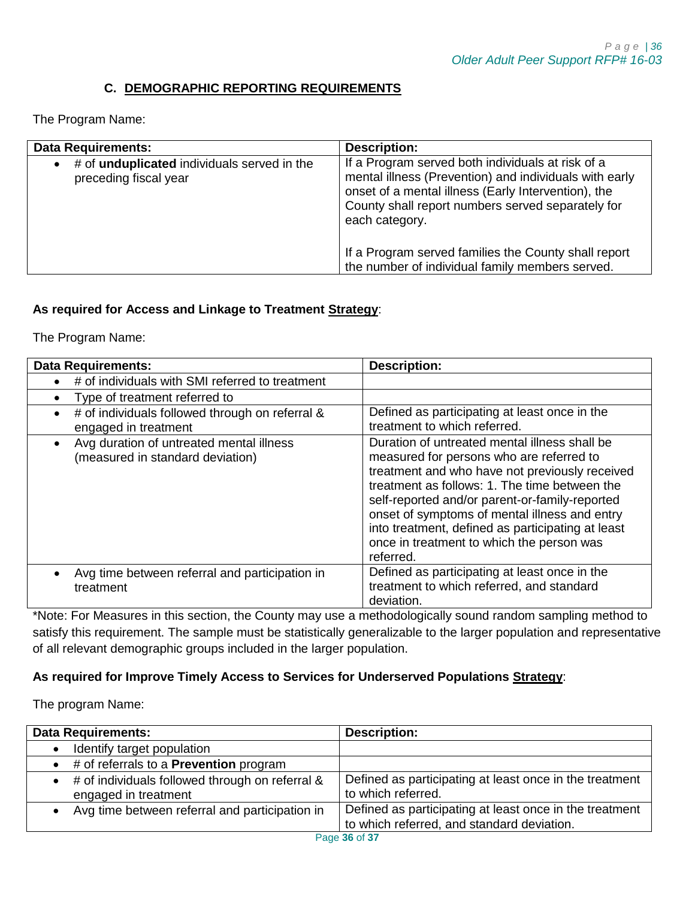### C. DEMOGRAPHIC REPORTING REQUIREMENTS

The Program Name:

| Data Requirements: | Description: |
| --- | --- |
| • # of **unduplicated** individuals served in the preceding fiscal year | If a Program served both individuals at risk of a mental illness (Prevention) and individuals with early onset of a mental illness (Early Intervention), the County shall report numbers served separately for each category.<br><br>If a Program served families the County shall report the number of individual family members served. |

**As required for Access and Linkage to Treatment Strategy**:

The Program Name:

| Data Requirements: | Description: |
| --- | --- |
| • # of individuals with SMI referred to treatment | |
| • Type of treatment referred to | |
| • # of individuals followed through on referral & engaged in treatment | Defined as participating at least once in the treatment to which referred. |
| • Avg duration of untreated mental illness (measured in standard deviation) | Duration of untreated mental illness shall be measured for persons who are referred to treatment and who have not previously received treatment as follows: 1. The time between the self-reported and/or parent-or-family-reported onset of symptoms of mental illness and entry into treatment, defined as participating at least once in treatment to which the person was referred. |
| • Avg time between referral and participation in treatment | Defined as participating at least once in the treatment to which referred, and standard deviation. |

*Note: For Measures in this section, the County may use a methodologically sound random sampling method to satisfy this requirement. The sample must be statistically generalizable to the larger population and representative of all relevant demographic groups included in the larger population.

**As required for Improve Timely Access to Services for Underserved Populations Strategy**:

The program Name:

| Data Requirements: | Description: |
| --- | --- |
| • Identify target population | |
| • # of referrals to a **Prevention** program | |
| • # of individuals followed through on referral & engaged in treatment | Defined as participating at least once in the treatment to which referred. |
| • Avg time between referral and participation in | Defined as participating at least once in the treatment to which referred, and standard deviation. |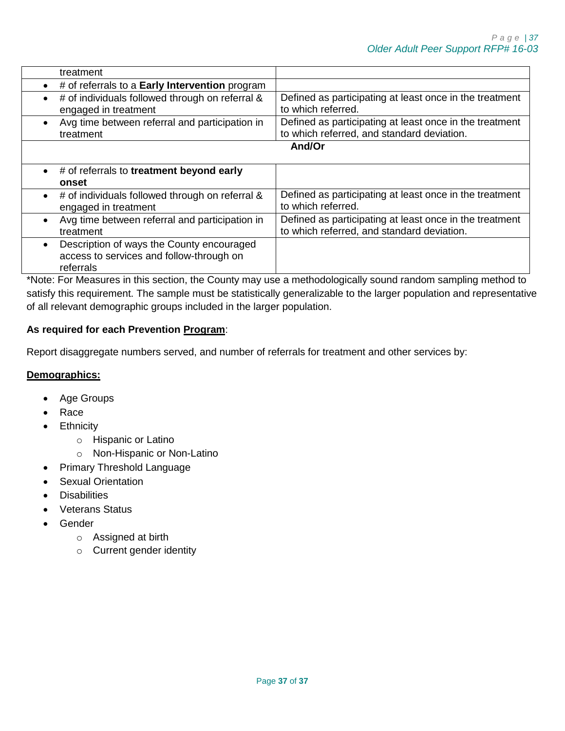| | |
|---|---|
| treatment | |
| • # of referrals to a **Early Intervention** program | |
| • # of individuals followed through on referral & engaged in treatment | Defined as participating at least once in the treatment to which referred. |
| • Avg time between referral and participation in treatment | Defined as participating at least once in the treatment to which referred, and standard deviation. |
| **And/Or** | |
| • # of referrals to **treatment beyond early onset** | |
| • # of individuals followed through on referral & engaged in treatment | Defined as participating at least once in the treatment to which referred. |
| • Avg time between referral and participation in treatment | Defined as participating at least once in the treatment to which referred, and standard deviation. |
| • Description of ways the County encouraged access to services and follow-through on referrals | |

*Note: For Measures in this section, the County may use a methodologically sound random sampling method to satisfy this requirement. The sample must be statistically generalizable to the larger population and representative of all relevant demographic groups included in the larger population.

**As required for each Prevention <u>Program</u>**:

Report disaggregate numbers served, and number of referrals for treatment and other services by:

**<u>Demographics:</u>**

- Age Groups
- Race
- Ethnicity
    - Hispanic or Latino
    - Non-Hispanic or Non-Latino
- Primary Threshold Language
- Sexual Orientation
- Disabilities
- Veterans Status
- Gender
    - Assigned at birth
    - Current gender identity